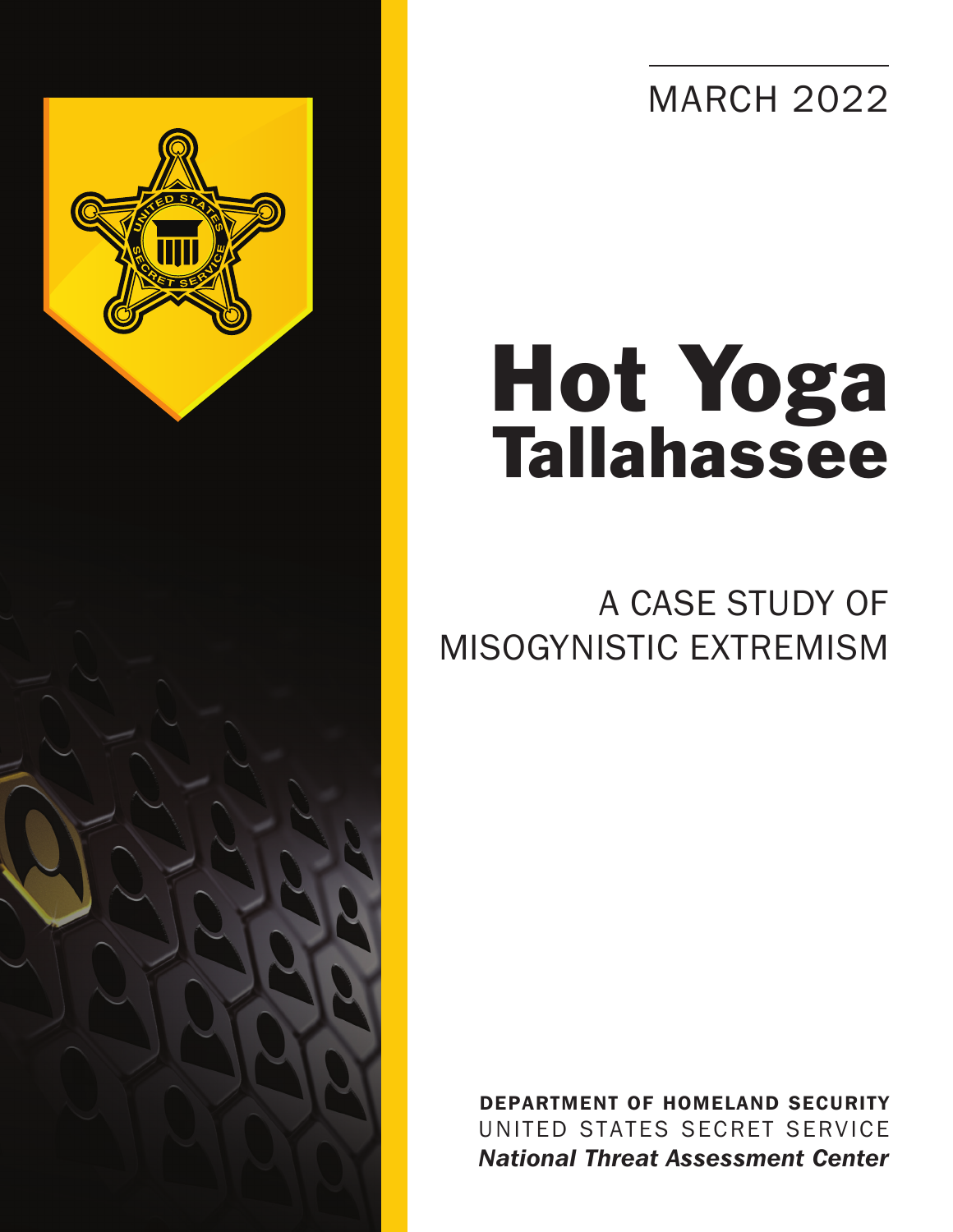MARCH 2022

# Hot Yoga Tallahassee

## A CASE STUDY OF MISOGYNISTIC EXTREMISM

**DEPARTMENT OF HOMELAND SECURITY**
UNITED STATES SECRET SERVICE
***National Threat Assessment Center***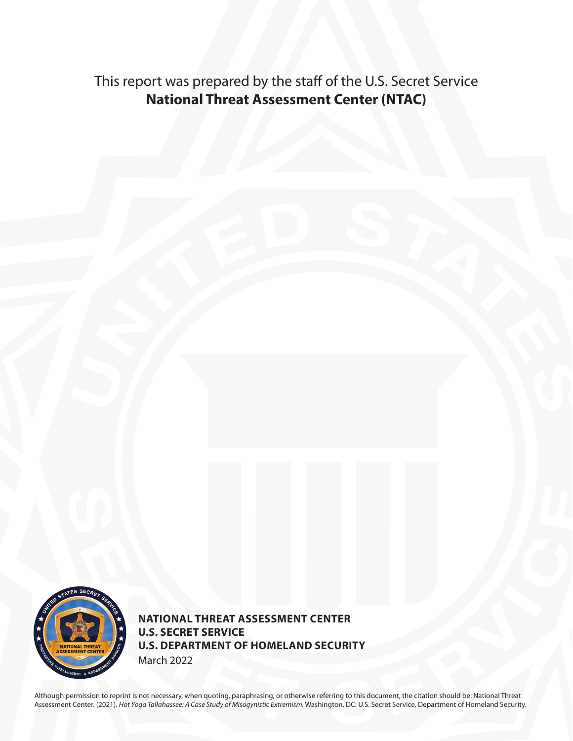This report was prepared by the staff of the U.S. Secret Service
**National Threat Assessment Center (NTAC)**

**NATIONAL THREAT ASSESSMENT CENTER**
**U.S. SECRET SERVICE**
**U.S. DEPARTMENT OF HOMELAND SECURITY**
March 2022

Although permission to reprint is not necessary, when quoting, paraphrasing, or otherwise referring to this document, the citation should be: National Threat Assessment Center. (2021). *Hot Yoga Tallahassee: A Case Study of Misogynistic Extremism.* Washington, DC: U.S. Secret Service, Department of Homeland Security.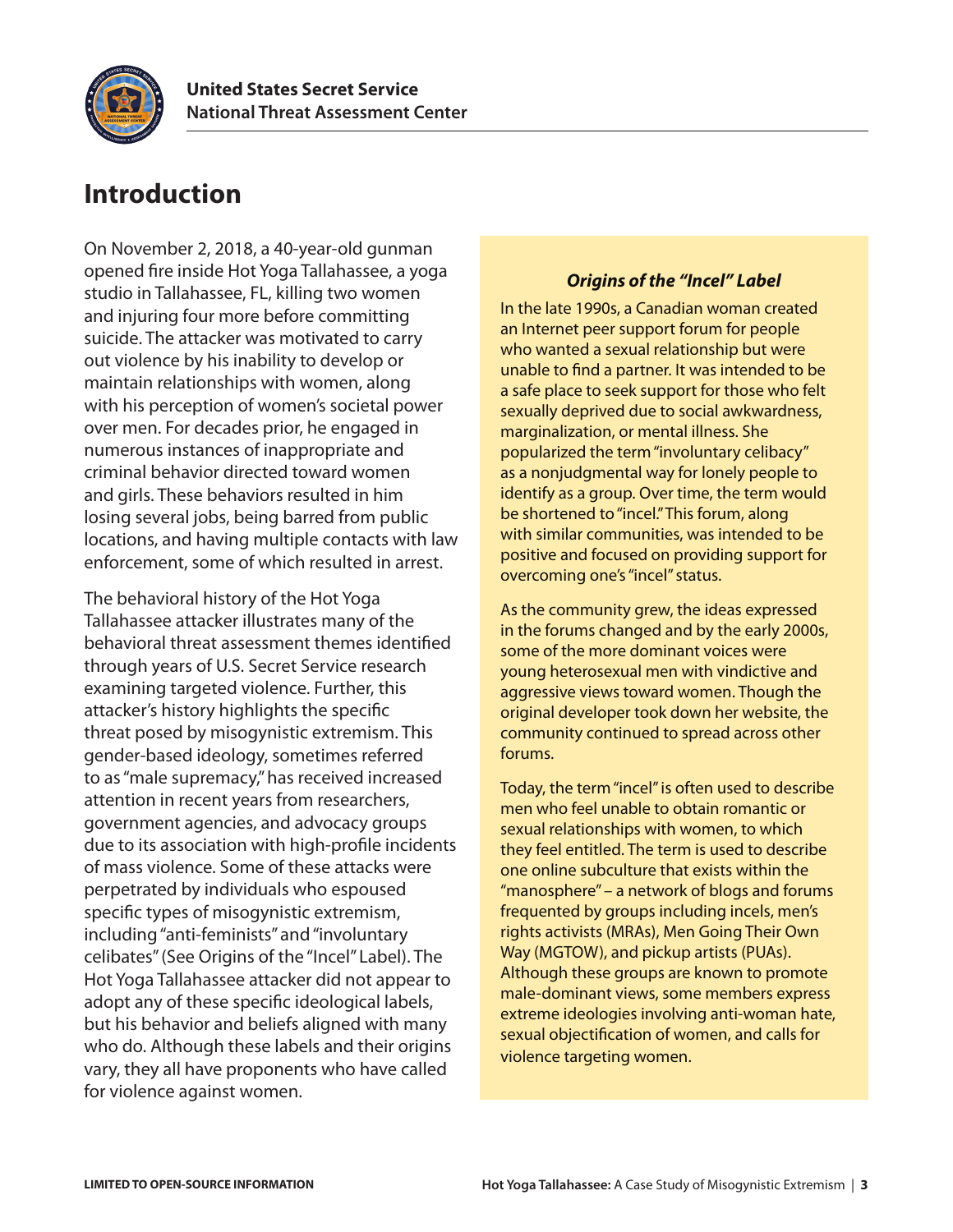# Introduction

On November 2, 2018, a 40-year-old gunman opened fire inside Hot Yoga Tallahassee, a yoga studio in Tallahassee, FL, killing two women and injuring four more before committing suicide. The attacker was motivated to carry out violence by his inability to develop or maintain relationships with women, along with his perception of women's societal power over men. For decades prior, he engaged in numerous instances of inappropriate and criminal behavior directed toward women and girls. These behaviors resulted in him losing several jobs, being barred from public locations, and having multiple contacts with law enforcement, some of which resulted in arrest.

The behavioral history of the Hot Yoga Tallahassee attacker illustrates many of the behavioral threat assessment themes identified through years of U.S. Secret Service research examining targeted violence. Further, this attacker's history highlights the specific threat posed by misogynistic extremism. This gender-based ideology, sometimes referred to as "male supremacy," has received increased attention in recent years from researchers, government agencies, and advocacy groups due to its association with high-profile incidents of mass violence. Some of these attacks were perpetrated by individuals who espoused specific types of misogynistic extremism, including "anti-feminists" and "involuntary celibates" (See Origins of the "Incel" Label). The Hot Yoga Tallahassee attacker did not appear to adopt any of these specific ideological labels, but his behavior and beliefs aligned with many who do. Although these labels and their origins vary, they all have proponents who have called for violence against women.

### *Origins of the "Incel" Label*

In the late 1990s, a Canadian woman created an Internet peer support forum for people who wanted a sexual relationship but were unable to find a partner. It was intended to be a safe place to seek support for those who felt sexually deprived due to social awkwardness, marginalization, or mental illness. She popularized the term "involuntary celibacy" as a nonjudgmental way for lonely people to identify as a group. Over time, the term would be shortened to "incel." This forum, along with similar communities, was intended to be positive and focused on providing support for overcoming one's "incel" status.

As the community grew, the ideas expressed in the forums changed and by the early 2000s, some of the more dominant voices were young heterosexual men with vindictive and aggressive views toward women. Though the original developer took down her website, the community continued to spread across other forums.

Today, the term "incel" is often used to describe men who feel unable to obtain romantic or sexual relationships with women, to which they feel entitled. The term is used to describe one online subculture that exists within the "manosphere" – a network of blogs and forums frequented by groups including incels, men's rights activists (MRAs), Men Going Their Own Way (MGTOW), and pickup artists (PUAs). Although these groups are known to promote male-dominant views, some members express extreme ideologies involving anti-woman hate, sexual objectification of women, and calls for violence targeting women.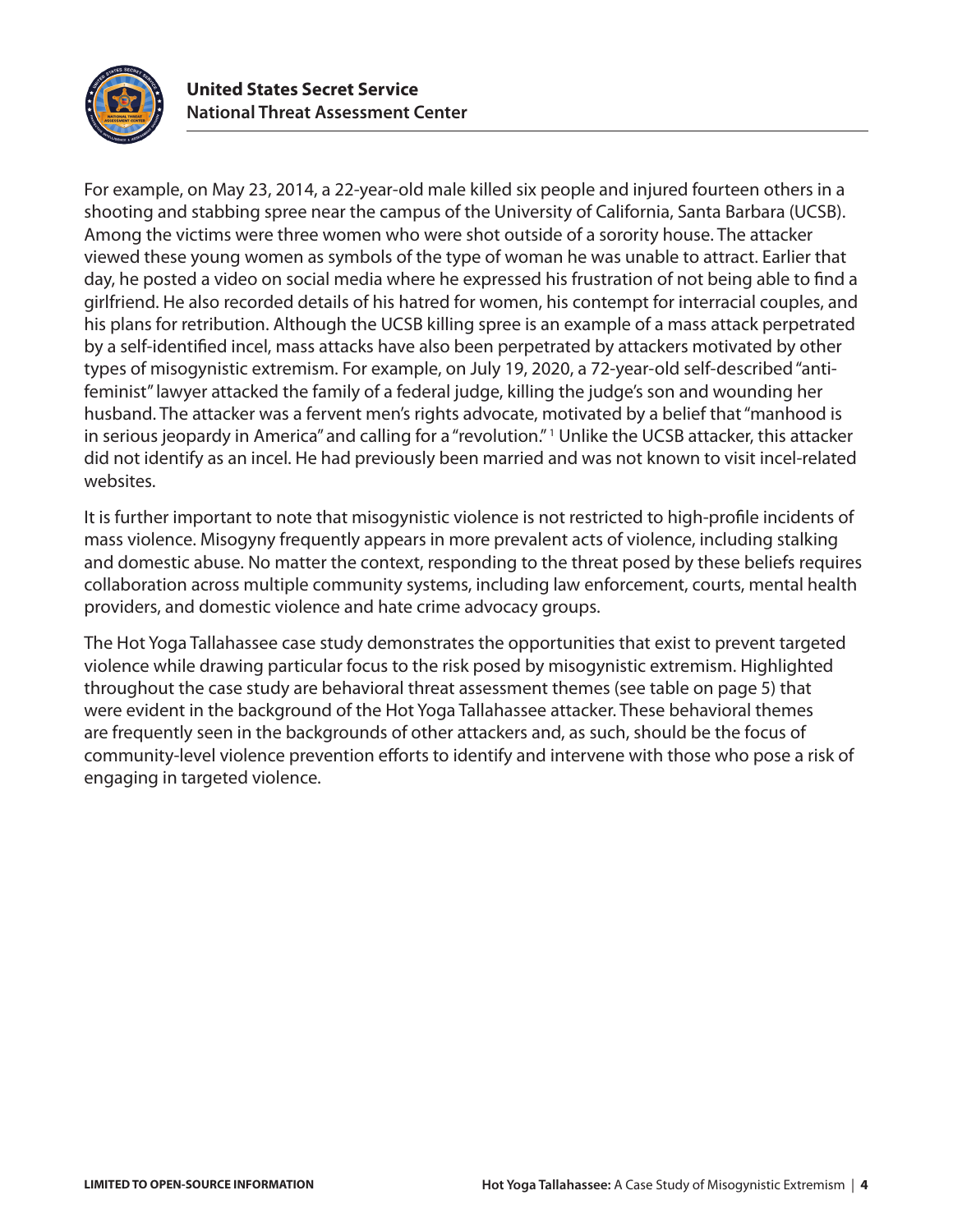For example, on May 23, 2014, a 22-year-old male killed six people and injured fourteen others in a shooting and stabbing spree near the campus of the University of California, Santa Barbara (UCSB). Among the victims were three women who were shot outside of a sorority house. The attacker viewed these young women as symbols of the type of woman he was unable to attract. Earlier that day, he posted a video on social media where he expressed his frustration of not being able to find a girlfriend. He also recorded details of his hatred for women, his contempt for interracial couples, and his plans for retribution. Although the UCSB killing spree is an example of a mass attack perpetrated by a self-identified incel, mass attacks have also been perpetrated by attackers motivated by other types of misogynistic extremism. For example, on July 19, 2020, a 72-year-old self-described "anti-feminist" lawyer attacked the family of a federal judge, killing the judge's son and wounding her husband. The attacker was a fervent men's rights advocate, motivated by a belief that "manhood is in serious jeopardy in America" and calling for a "revolution."[1] Unlike the UCSB attacker, this attacker did not identify as an incel. He had previously been married and was not known to visit incel-related websites.

It is further important to note that misogynistic violence is not restricted to high-profile incidents of mass violence. Misogyny frequently appears in more prevalent acts of violence, including stalking and domestic abuse. No matter the context, responding to the threat posed by these beliefs requires collaboration across multiple community systems, including law enforcement, courts, mental health providers, and domestic violence and hate crime advocacy groups.

The Hot Yoga Tallahassee case study demonstrates the opportunities that exist to prevent targeted violence while drawing particular focus to the risk posed by misogynistic extremism. Highlighted throughout the case study are behavioral threat assessment themes (see table on page 5) that were evident in the background of the Hot Yoga Tallahassee attacker. These behavioral themes are frequently seen in the backgrounds of other attackers and, as such, should be the focus of community-level violence prevention efforts to identify and intervene with those who pose a risk of engaging in targeted violence.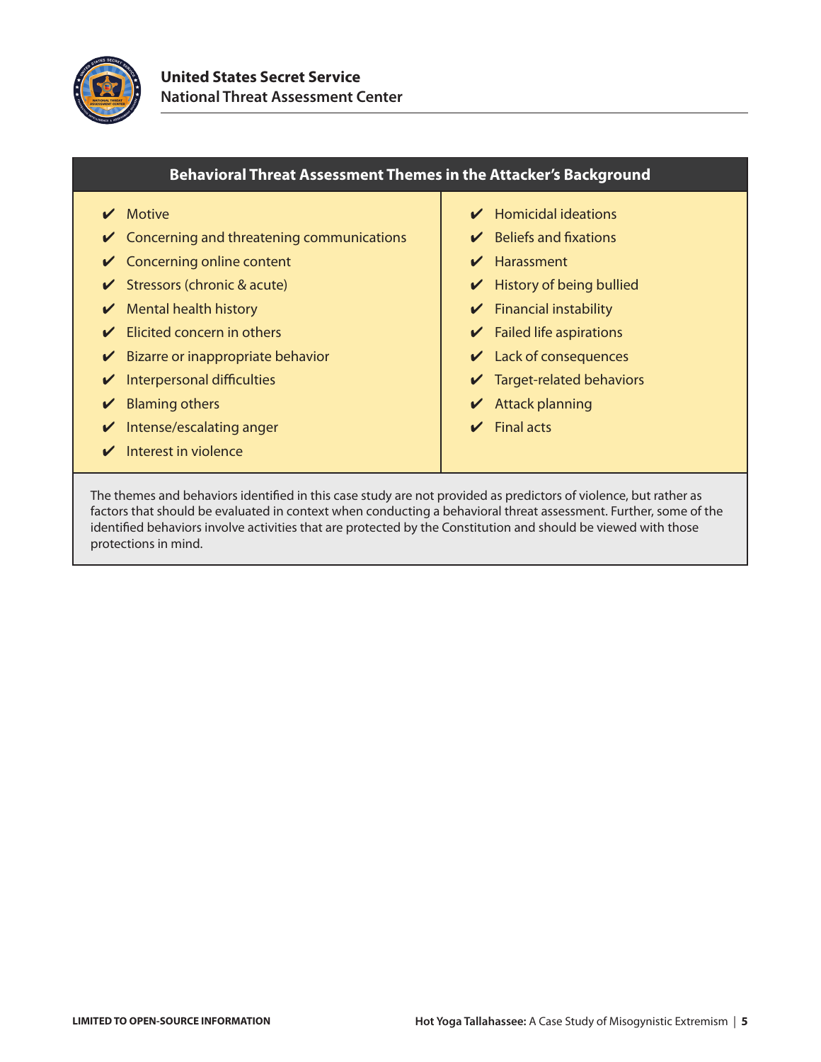## Behavioral Threat Assessment Themes in the Attacker's Background

- ✔ Motive
- ✔ Concerning and threatening communications
- ✔ Concerning online content
- ✔ Stressors (chronic & acute)
- ✔ Mental health history
- ✔ Elicited concern in others
- ✔ Bizarre or inappropriate behavior
- ✔ Interpersonal difficulties
- ✔ Blaming others
- ✔ Intense/escalating anger
- ✔ Interest in violence
- ✔ Homicidal ideations
- ✔ Beliefs and fixations
- ✔ Harassment
- ✔ History of being bullied
- ✔ Financial instability
- ✔ Failed life aspirations
- ✔ Lack of consequences
- ✔ Target-related behaviors
- ✔ Attack planning
- ✔ Final acts

The themes and behaviors identified in this case study are not provided as predictors of violence, but rather as factors that should be evaluated in context when conducting a behavioral threat assessment. Further, some of the identified behaviors involve activities that are protected by the Constitution and should be viewed with those protections in mind.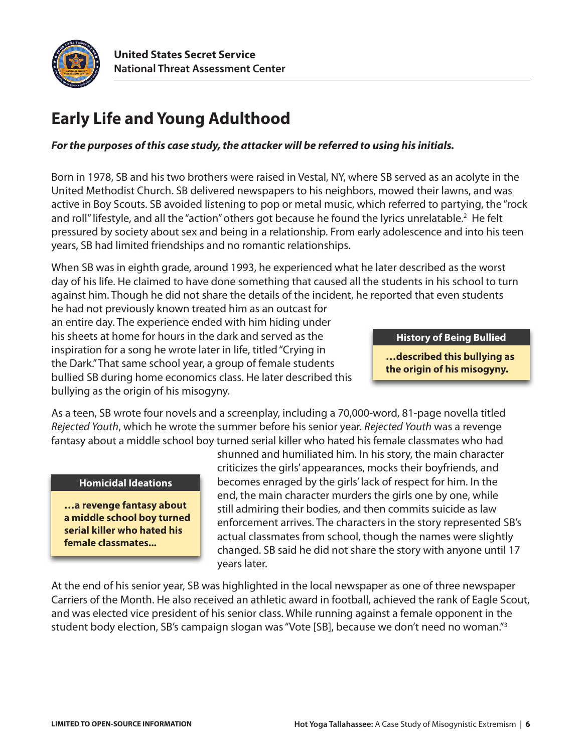## Early Life and Young Adulthood

***For the purposes of this case study, the attacker will be referred to using his initials.***

Born in 1978, SB and his two brothers were raised in Vestal, NY, where SB served as an acolyte in the United Methodist Church. SB delivered newspapers to his neighbors, mowed their lawns, and was active in Boy Scouts. SB avoided listening to pop or metal music, which referred to partying, the "rock and roll" lifestyle, and all the "action" others got because he found the lyrics unrelatable.[2] He felt pressured by society about sex and being in a relationship. From early adolescence and into his teen years, SB had limited friendships and no romantic relationships.

When SB was in eighth grade, around 1993, he experienced what he later described as the worst day of his life. He claimed to have done something that caused all the students in his school to turn against him. Though he did not share the details of the incident, he reported that even students he had not previously known treated him as an outcast for an entire day. The experience ended with him hiding under his sheets at home for hours in the dark and served as the inspiration for a song he wrote later in life, titled "Crying in the Dark." That same school year, a group of female students bullied SB during home economics class. He later described this bullying as the origin of his misogyny.

> **History of Being Bullied**
>
> **…described this bullying as the origin of his misogyny.**

As a teen, SB wrote four novels and a screenplay, including a 70,000-word, 81-page novella titled *Rejected Youth*, which he wrote the summer before his senior year. *Rejected Youth* was a revenge fantasy about a middle school boy turned serial killer who hated his female classmates who had shunned and humiliated him. In his story, the main character criticizes the girls' appearances, mocks their boyfriends, and becomes enraged by the girls' lack of respect for him. In the end, the main character murders the girls one by one, while still admiring their bodies, and then commits suicide as law enforcement arrives. The characters in the story represented SB's actual classmates from school, though the names were slightly changed. SB said he did not share the story with anyone until 17 years later.

> **Homicidal Ideations**
>
> **…a revenge fantasy about a middle school boy turned serial killer who hated his female classmates…**

At the end of his senior year, SB was highlighted in the local newspaper as one of three newspaper Carriers of the Month. He also received an athletic award in football, achieved the rank of Eagle Scout, and was elected vice president of his senior class. While running against a female opponent in the student body election, SB's campaign slogan was "Vote [SB], because we don't need no woman."[3]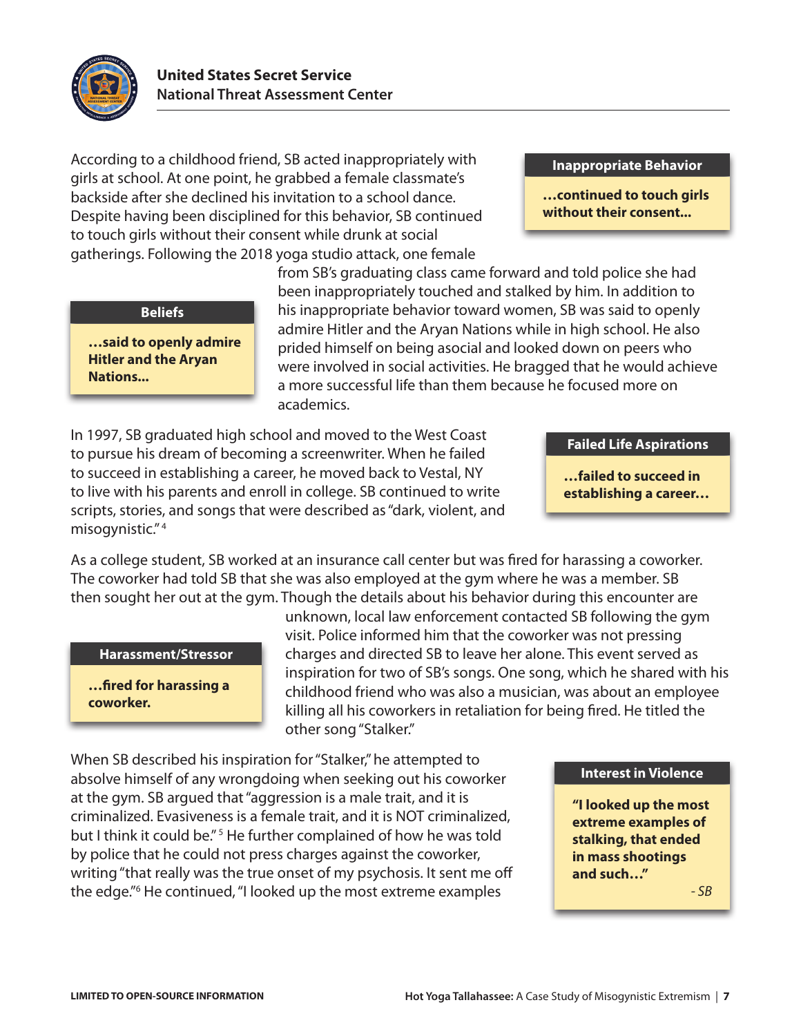According to a childhood friend, SB acted inappropriately with girls at school. At one point, he grabbed a female classmate's backside after she declined his invitation to a school dance. Despite having been disciplined for this behavior, SB continued to touch girls without their consent while drunk at social gatherings. Following the 2018 yoga studio attack, one female from SB's graduating class came forward and told police she had been inappropriately touched and stalked by him. In addition to his inappropriate behavior toward women, SB was said to openly admire Hitler and the Aryan Nations while in high school. He also prided himself on being asocial and looked down on peers who were involved in social activities. He bragged that he would achieve a more successful life than them because he focused more on academics.

> **Inappropriate Behavior**
>
> **…continued to touch girls without their consent…**

> **Beliefs**
>
> **…said to openly admire Hitler and the Aryan Nations…**

In 1997, SB graduated high school and moved to the West Coast to pursue his dream of becoming a screenwriter. When he failed to succeed in establishing a career, he moved back to Vestal, NY to live with his parents and enroll in college. SB continued to write scripts, stories, and songs that were described as "dark, violent, and misogynistic."[4]

> **Failed Life Aspirations**
>
> **…failed to succeed in establishing a career…**

As a college student, SB worked at an insurance call center but was fired for harassing a coworker. The coworker had told SB that she was also employed at the gym where he was a member. SB then sought her out at the gym. Though the details about his behavior during this encounter are unknown, local law enforcement contacted SB following the gym visit. Police informed him that the coworker was not pressing charges and directed SB to leave her alone. This event served as inspiration for two of SB's songs. One song, which he shared with his childhood friend who was also a musician, was about an employee killing all his coworkers in retaliation for being fired. He titled the other song "Stalker."

> **Harassment/Stressor**
>
> **…fired for harassing a coworker.**

When SB described his inspiration for "Stalker," he attempted to absolve himself of any wrongdoing when seeking out his coworker at the gym. SB argued that "aggression is a male trait, and it is criminalized. Evasiveness is a female trait, and it is NOT criminalized, but I think it could be."[5] He further complained of how he was told by police that he could not press charges against the coworker, writing "that really was the true onset of my psychosis. It sent me off the edge."[6] He continued, "I looked up the most extreme examples

> **Interest in Violence**
>
> **"I looked up the most extreme examples of stalking, that ended in mass shootings and such…"**
>
> *- SB*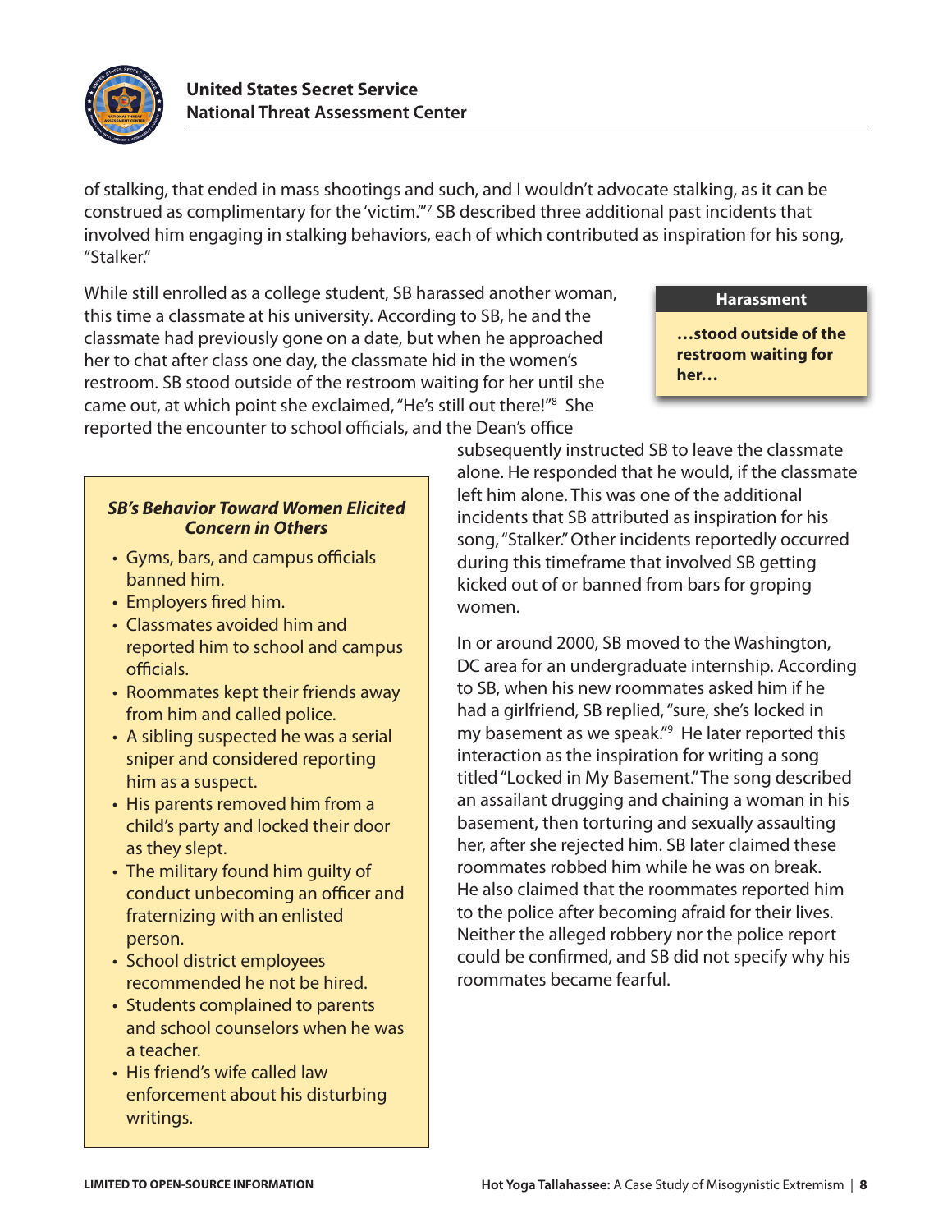of stalking, that ended in mass shootings and such, and I wouldn't advocate stalking, as it can be construed as complimentary for the 'victim.'"[7] SB described three additional past incidents that involved him engaging in stalking behaviors, each of which contributed as inspiration for his song, "Stalker."

While still enrolled as a college student, SB harassed another woman, this time a classmate at his university. According to SB, he and the classmate had previously gone on a date, but when he approached her to chat after class one day, the classmate hid in the women's restroom. SB stood outside of the restroom waiting for her until she came out, at which point she exclaimed, "He's still out there!"[8] She reported the encounter to school officials, and the Dean's office subsequently instructed SB to leave the classmate alone. He responded that he would, if the classmate left him alone. This was one of the additional incidents that SB attributed as inspiration for his song, "Stalker." Other incidents reportedly occurred during this timeframe that involved SB getting kicked out of or banned from bars for groping women.

> **Harassment**
>
> **…stood outside of the restroom waiting for her…**

> ***SB's Behavior Toward Women Elicited Concern in Others***
>
> - Gyms, bars, and campus officials banned him.
> - Employers fired him.
> - Classmates avoided him and reported him to school and campus officials.
> - Roommates kept their friends away from him and called police.
> - A sibling suspected he was a serial sniper and considered reporting him as a suspect.
> - His parents removed him from a child's party and locked their door as they slept.
> - The military found him guilty of conduct unbecoming an officer and fraternizing with an enlisted person.
> - School district employees recommended he not be hired.
> - Students complained to parents and school counselors when he was a teacher.
> - His friend's wife called law enforcement about his disturbing writings.

In or around 2000, SB moved to the Washington, DC area for an undergraduate internship. According to SB, when his new roommates asked him if he had a girlfriend, SB replied, "sure, she's locked in my basement as we speak."[9] He later reported this interaction as the inspiration for writing a song titled "Locked in My Basement." The song described an assailant drugging and chaining a woman in his basement, then torturing and sexually assaulting her, after she rejected him. SB later claimed these roommates robbed him while he was on break. He also claimed that the roommates reported him to the police after becoming afraid for their lives. Neither the alleged robbery nor the police report could be confirmed, and SB did not specify why his roommates became fearful.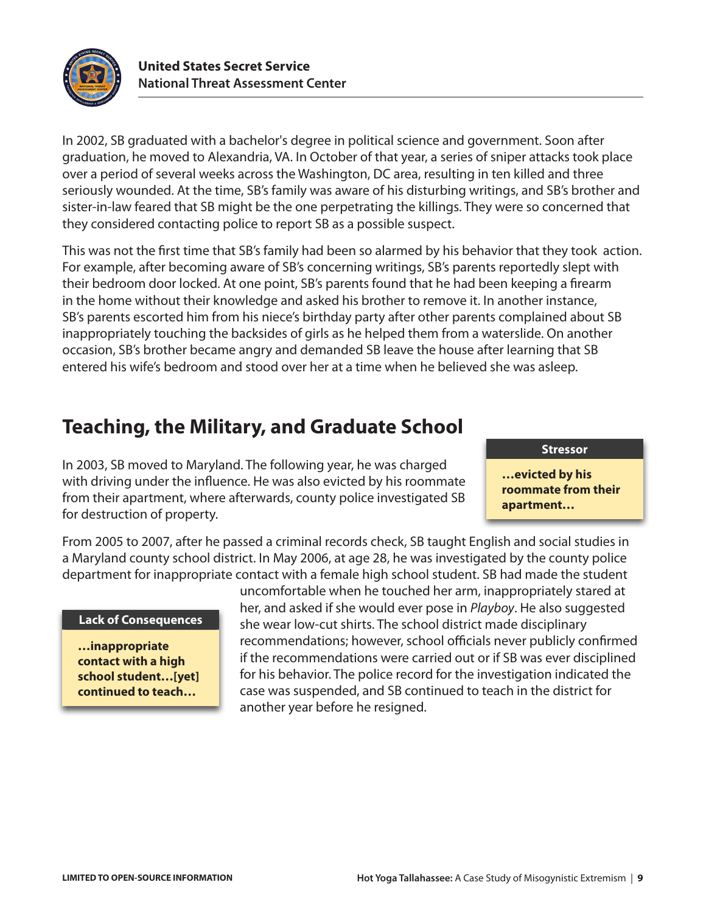In 2002, SB graduated with a bachelor's degree in political science and government. Soon after graduation, he moved to Alexandria, VA. In October of that year, a series of sniper attacks took place over a period of several weeks across the Washington, DC area, resulting in ten killed and three seriously wounded. At the time, SB's family was aware of his disturbing writings, and SB's brother and sister-in-law feared that SB might be the one perpetrating the killings. They were so concerned that they considered contacting police to report SB as a possible suspect.

This was not the first time that SB's family had been so alarmed by his behavior that they took action. For example, after becoming aware of SB's concerning writings, SB's parents reportedly slept with their bedroom door locked. At one point, SB's parents found that he had been keeping a firearm in the home without their knowledge and asked his brother to remove it. In another instance, SB's parents escorted him from his niece's birthday party after other parents complained about SB inappropriately touching the backsides of girls as he helped them from a waterslide. On another occasion, SB's brother became angry and demanded SB leave the house after learning that SB entered his wife's bedroom and stood over her at a time when he believed she was asleep.

## Teaching, the Military, and Graduate School

In 2003, SB moved to Maryland. The following year, he was charged with driving under the influence. He was also evicted by his roommate from their apartment, where afterwards, county police investigated SB for destruction of property.

> **Stressor**
>
> **…evicted by his roommate from their apartment…**

From 2005 to 2007, after he passed a criminal records check, SB taught English and social studies in a Maryland county school district. In May 2006, at age 28, he was investigated by the county police department for inappropriate contact with a female high school student. SB had made the student uncomfortable when he touched her arm, inappropriately stared at her, and asked if she would ever pose in *Playboy*. He also suggested she wear low-cut shirts. The school district made disciplinary recommendations; however, school officials never publicly confirmed if the recommendations were carried out or if SB was ever disciplined for his behavior. The police record for the investigation indicated the case was suspended, and SB continued to teach in the district for another year before he resigned.

> **Lack of Consequences**
>
> **…inappropriate contact with a high school student…[yet] continued to teach…**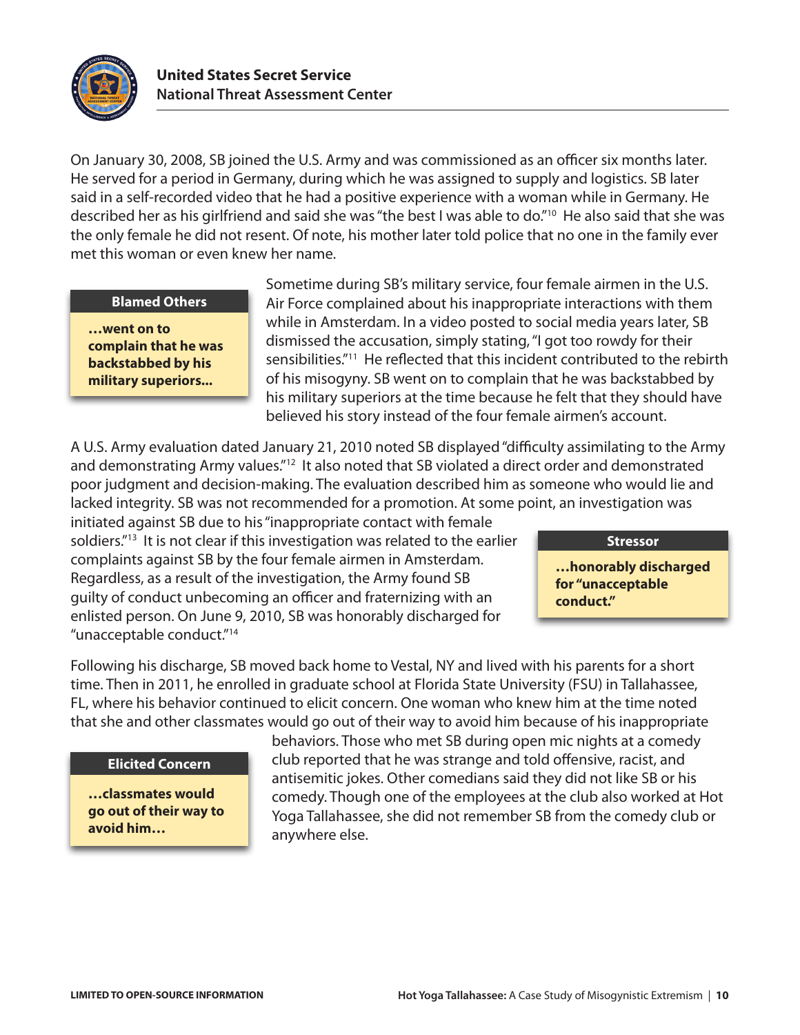On January 30, 2008, SB joined the U.S. Army and was commissioned as an officer six months later. He served for a period in Germany, during which he was assigned to supply and logistics. SB later said in a self-recorded video that he had a positive experience with a woman while in Germany. He described her as his girlfriend and said she was "the best I was able to do."[10] He also said that she was the only female he did not resent. Of note, his mother later told police that no one in the family ever met this woman or even knew her name.

> **Blamed Others**
>
> **…went on to complain that he was backstabbed by his military superiors...**

Sometime during SB's military service, four female airmen in the U.S. Air Force complained about his inappropriate interactions with them while in Amsterdam. In a video posted to social media years later, SB dismissed the accusation, simply stating, "I got too rowdy for their sensibilities."[11] He reflected that this incident contributed to the rebirth of his misogyny. SB went on to complain that he was backstabbed by his military superiors at the time because he felt that they should have believed his story instead of the four female airmen's account.

A U.S. Army evaluation dated January 21, 2010 noted SB displayed "difficulty assimilating to the Army and demonstrating Army values."[12] It also noted that SB violated a direct order and demonstrated poor judgment and decision-making. The evaluation described him as someone who would lie and lacked integrity. SB was not recommended for a promotion. At some point, an investigation was initiated against SB due to his "inappropriate contact with female soldiers."[13] It is not clear if this investigation was related to the earlier complaints against SB by the four female airmen in Amsterdam. Regardless, as a result of the investigation, the Army found SB guilty of conduct unbecoming an officer and fraternizing with an enlisted person. On June 9, 2010, SB was honorably discharged for "unacceptable conduct."[14]

> **Stressor**
>
> **…honorably discharged for "unacceptable conduct."**

Following his discharge, SB moved back home to Vestal, NY and lived with his parents for a short time. Then in 2011, he enrolled in graduate school at Florida State University (FSU) in Tallahassee, FL, where his behavior continued to elicit concern. One woman who knew him at the time noted that she and other classmates would go out of their way to avoid him because of his inappropriate behaviors. Those who met SB during open mic nights at a comedy club reported that he was strange and told offensive, racist, and antisemitic jokes. Other comedians said they did not like SB or his comedy. Though one of the employees at the club also worked at Hot Yoga Tallahassee, she did not remember SB from the comedy club or anywhere else.

> **Elicited Concern**
>
> **…classmates would go out of their way to avoid him…**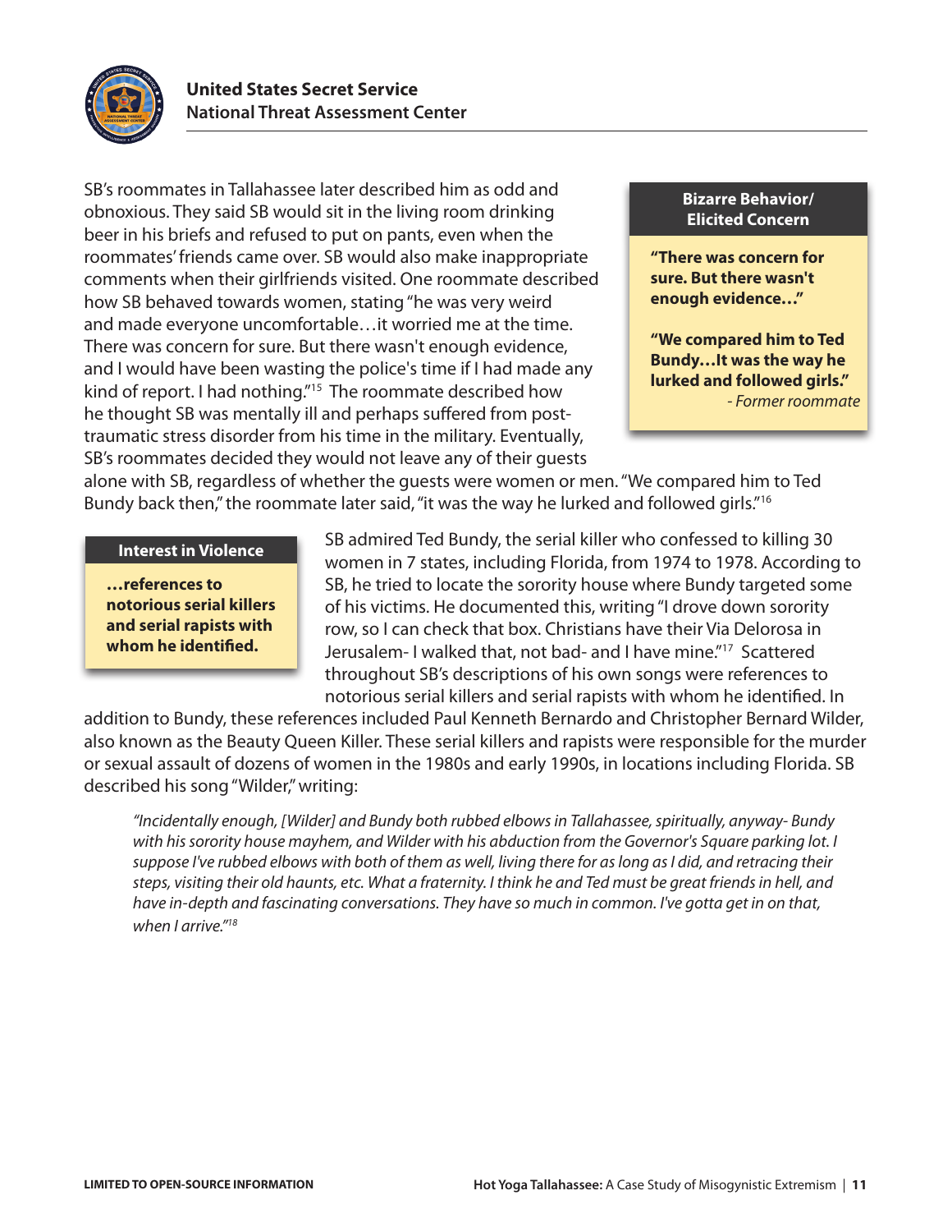SB's roommates in Tallahassee later described him as odd and obnoxious. They said SB would sit in the living room drinking beer in his briefs and refused to put on pants, even when the roommates' friends came over. SB would also make inappropriate comments when their girlfriends visited. One roommate described how SB behaved towards women, stating "he was very weird and made everyone uncomfortable…it worried me at the time. There was concern for sure. But there wasn't enough evidence, and I would have been wasting the police's time if I had made any kind of report. I had nothing."[15] The roommate described how he thought SB was mentally ill and perhaps suffered from post-traumatic stress disorder from his time in the military. Eventually, SB's roommates decided they would not leave any of their guests alone with SB, regardless of whether the guests were women or men. "We compared him to Ted Bundy back then," the roommate later said, "it was the way he lurked and followed girls."[16]

> **Bizarre Behavior/ Elicited Concern**
>
> **"There was concern for sure. But there wasn't enough evidence…"**
>
> **"We compared him to Ted Bundy…It was the way he lurked and followed girls."**
>
> *- Former roommate*

> **Interest in Violence**
>
> **…references to notorious serial killers and serial rapists with whom he identified.**

SB admired Ted Bundy, the serial killer who confessed to killing 30 women in 7 states, including Florida, from 1974 to 1978. According to SB, he tried to locate the sorority house where Bundy targeted some of his victims. He documented this, writing "I drove down sorority row, so I can check that box. Christians have their Via Delorosa in Jerusalem- I walked that, not bad- and I have mine."[17] Scattered throughout SB's descriptions of his own songs were references to notorious serial killers and serial rapists with whom he identified. In addition to Bundy, these references included Paul Kenneth Bernardo and Christopher Bernard Wilder, also known as the Beauty Queen Killer. These serial killers and rapists were responsible for the murder or sexual assault of dozens of women in the 1980s and early 1990s, in locations including Florida. SB described his song "Wilder," writing:

> *"Incidentally enough, [Wilder] and Bundy both rubbed elbows in Tallahassee, spiritually, anyway- Bundy with his sorority house mayhem, and Wilder with his abduction from the Governor's Square parking lot. I suppose I've rubbed elbows with both of them as well, living there for as long as I did, and retracing their steps, visiting their old haunts, etc. What a fraternity. I think he and Ted must be great friends in hell, and have in-depth and fascinating conversations. They have so much in common. I've gotta get in on that, when I arrive."[18]*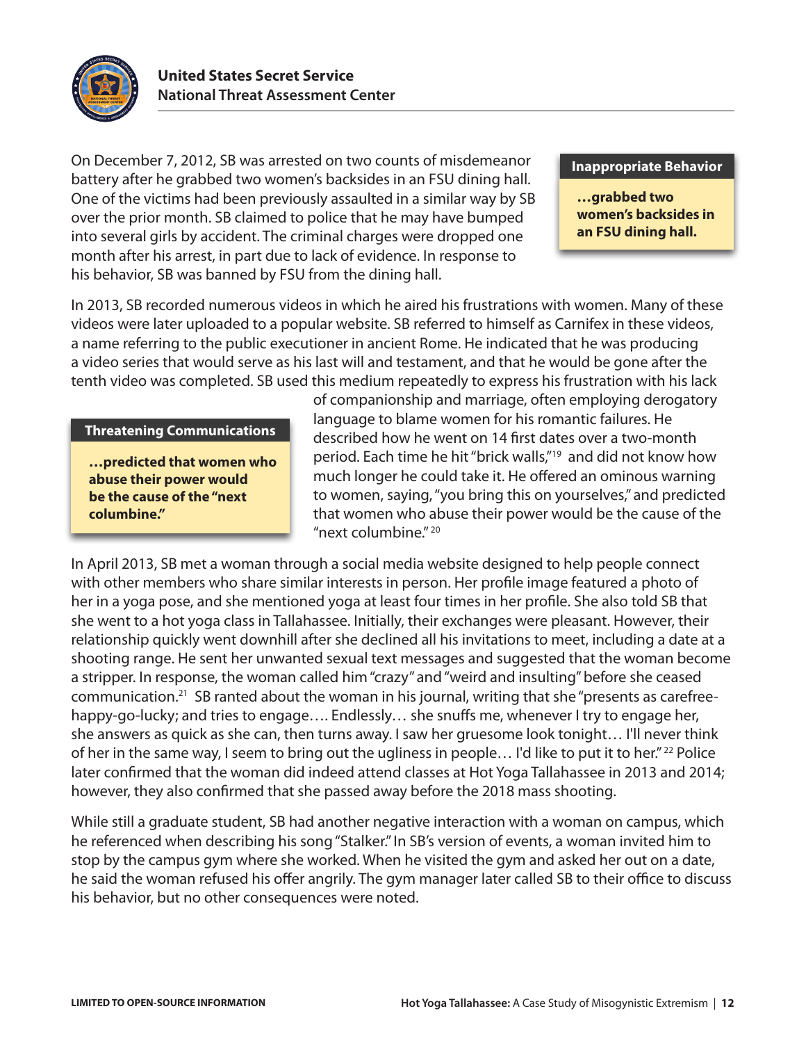On December 7, 2012, SB was arrested on two counts of misdemeanor battery after he grabbed two women's backsides in an FSU dining hall. One of the victims had been previously assaulted in a similar way by SB over the prior month. SB claimed to police that he may have bumped into several girls by accident. The criminal charges were dropped one month after his arrest, in part due to lack of evidence. In response to his behavior, SB was banned by FSU from the dining hall.

> **Inappropriate Behavior**
>
> **…grabbed two women's backsides in an FSU dining hall.**

In 2013, SB recorded numerous videos in which he aired his frustrations with women. Many of these videos were later uploaded to a popular website. SB referred to himself as Carnifex in these videos, a name referring to the public executioner in ancient Rome. He indicated that he was producing a video series that would serve as his last will and testament, and that he would be gone after the tenth video was completed. SB used this medium repeatedly to express his frustration with his lack of companionship and marriage, often employing derogatory language to blame women for his romantic failures. He described how he went on 14 first dates over a two-month period. Each time he hit "brick walls,"[19] and did not know how much longer he could take it. He offered an ominous warning to women, saying, "you bring this on yourselves," and predicted that women who abuse their power would be the cause of the "next columbine."[20]

> **Threatening Communications**
>
> **…predicted that women who abuse their power would be the cause of the "next columbine."**

In April 2013, SB met a woman through a social media website designed to help people connect with other members who share similar interests in person. Her profile image featured a photo of her in a yoga pose, and she mentioned yoga at least four times in her profile. She also told SB that she went to a hot yoga class in Tallahassee. Initially, their exchanges were pleasant. However, their relationship quickly went downhill after she declined all his invitations to meet, including a date at a shooting range. He sent her unwanted sexual text messages and suggested that the woman become a stripper. In response, the woman called him "crazy" and "weird and insulting" before she ceased communication.[21] SB ranted about the woman in his journal, writing that she "presents as carefree-happy-go-lucky; and tries to engage…. Endlessly… she snuffs me, whenever I try to engage her, she answers as quick as she can, then turns away. I saw her gruesome look tonight… I'll never think of her in the same way, I seem to bring out the ugliness in people… I'd like to put it to her."[22] Police later confirmed that the woman did indeed attend classes at Hot Yoga Tallahassee in 2013 and 2014; however, they also confirmed that she passed away before the 2018 mass shooting.

While still a graduate student, SB had another negative interaction with a woman on campus, which he referenced when describing his song "Stalker." In SB's version of events, a woman invited him to stop by the campus gym where she worked. When he visited the gym and asked her out on a date, he said the woman refused his offer angrily. The gym manager later called SB to their office to discuss his behavior, but no other consequences were noted.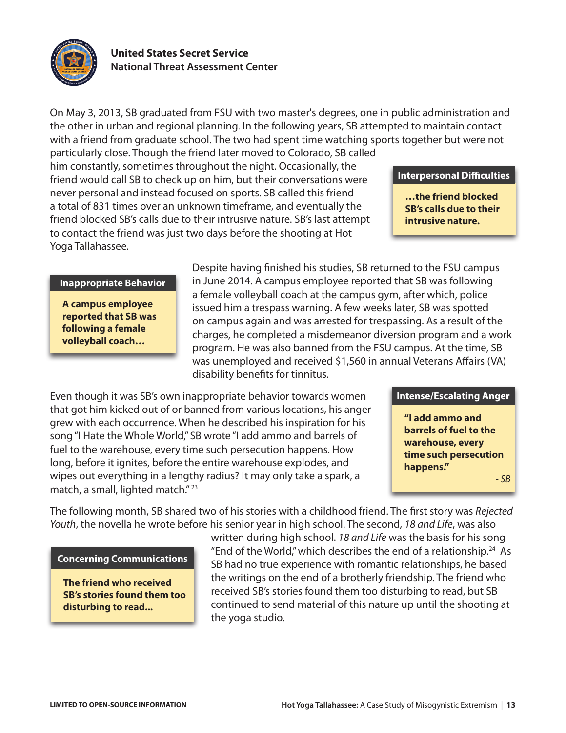On May 3, 2013, SB graduated from FSU with two master's degrees, one in public administration and the other in urban and regional planning. In the following years, SB attempted to maintain contact with a friend from graduate school. The two had spent time watching sports together but were not particularly close. Though the friend later moved to Colorado, SB called him constantly, sometimes throughout the night. Occasionally, the friend would call SB to check up on him, but their conversations were never personal and instead focused on sports. SB called this friend a total of 831 times over an unknown timeframe, and eventually the friend blocked SB's calls due to their intrusive nature. SB's last attempt to contact the friend was just two days before the shooting at Hot Yoga Tallahassee.

> **Interpersonal Difficulties**
>
> **…the friend blocked SB's calls due to their intrusive nature.**

> **Inappropriate Behavior**
>
> **A campus employee reported that SB was following a female volleyball coach…**

Despite having finished his studies, SB returned to the FSU campus in June 2014. A campus employee reported that SB was following a female volleyball coach at the campus gym, after which, police issued him a trespass warning. A few weeks later, SB was spotted on campus again and was arrested for trespassing. As a result of the charges, he completed a misdemeanor diversion program and a work program. He was also banned from the FSU campus. At the time, SB was unemployed and received $1,560 in annual Veterans Affairs (VA) disability benefits for tinnitus.

Even though it was SB's own inappropriate behavior towards women that got him kicked out of or banned from various locations, his anger grew with each occurrence. When he described his inspiration for his song "I Hate the Whole World," SB wrote "I add ammo and barrels of fuel to the warehouse, every time such persecution happens. How long, before it ignites, before the entire warehouse explodes, and wipes out everything in a lengthy radius? It may only take a spark, a match, a small, lighted match."[23]

> **Intense/Escalating Anger**
>
> **"I add ammo and barrels of fuel to the warehouse, every time such persecution happens."**
>
> *- SB*

The following month, SB shared two of his stories with a childhood friend. The first story was *Rejected Youth*, the novella he wrote before his senior year in high school. The second, *18 and Life*, was also written during high school. *18 and Life* was the basis for his song "End of the World," which describes the end of a relationship.[24] As SB had no true experience with romantic relationships, he based the writings on the end of a brotherly friendship. The friend who received SB's stories found them too disturbing to read, but SB continued to send material of this nature up until the shooting at the yoga studio.

> **Concerning Communications**
>
> **The friend who received SB's stories found them too disturbing to read...**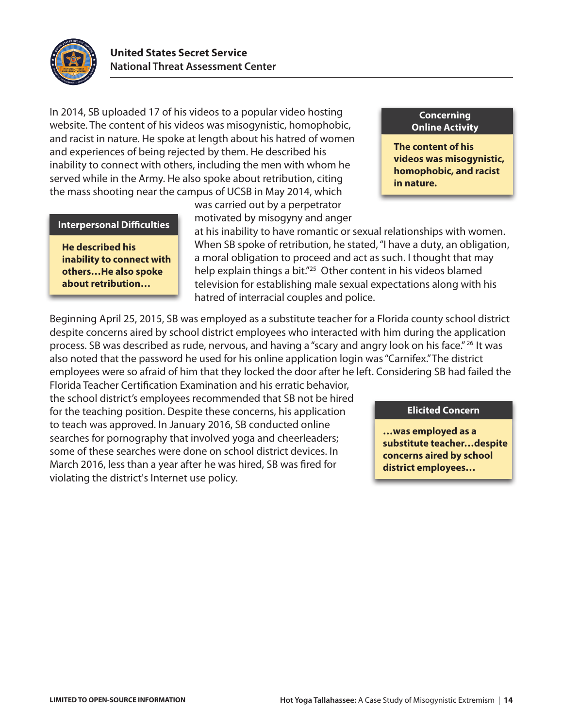In 2014, SB uploaded 17 of his videos to a popular video hosting website. The content of his videos was misogynistic, homophobic, and racist in nature. He spoke at length about his hatred of women and experiences of being rejected by them. He described his inability to connect with others, including the men with whom he served while in the Army. He also spoke about retribution, citing the mass shooting near the campus of UCSB in May 2014, which was carried out by a perpetrator motivated by misogyny and anger at his inability to have romantic or sexual relationships with women. When SB spoke of retribution, he stated, "I have a duty, an obligation, a moral obligation to proceed and act as such. I thought that may help explain things a bit."[25] Other content in his videos blamed television for establishing male sexual expectations along with his hatred of interracial couples and police.

> **Concerning Online Activity**
>
> **The content of his videos was misogynistic, homophobic, and racist in nature.**

> **Interpersonal Difficulties**
>
> **He described his inability to connect with others…He also spoke about retribution…**

Beginning April 25, 2015, SB was employed as a substitute teacher for a Florida county school district despite concerns aired by school district employees who interacted with him during the application process. SB was described as rude, nervous, and having a "scary and angry look on his face."[26] It was also noted that the password he used for his online application login was "Carnifex." The district employees were so afraid of him that they locked the door after he left. Considering SB had failed the Florida Teacher Certification Examination and his erratic behavior, the school district's employees recommended that SB not be hired for the teaching position. Despite these concerns, his application to teach was approved. In January 2016, SB conducted online searches for pornography that involved yoga and cheerleaders; some of these searches were done on school district devices. In March 2016, less than a year after he was hired, SB was fired for violating the district's Internet use policy.

> **Elicited Concern**
>
> **…was employed as a substitute teacher…despite concerns aired by school district employees…**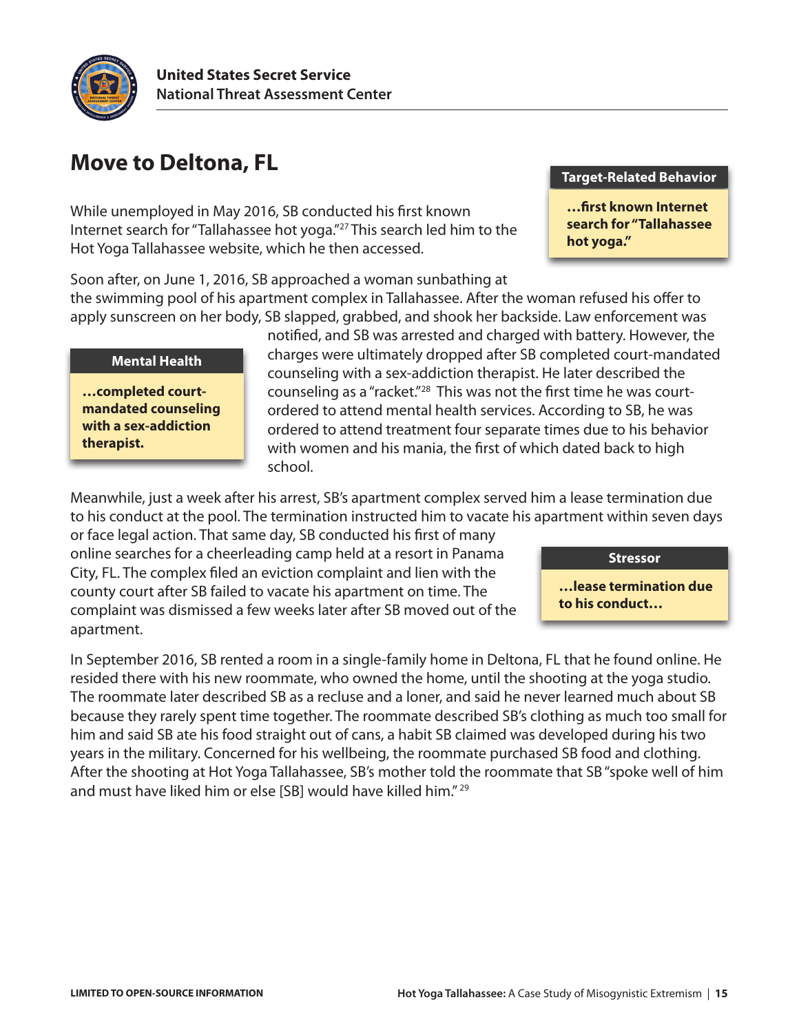## Move to Deltona, FL

While unemployed in May 2016, SB conducted his first known Internet search for "Tallahassee hot yoga."[27] This search led him to the Hot Yoga Tallahassee website, which he then accessed.

> **Target-Related Behavior**
>
> **…first known Internet search for "Tallahassee hot yoga."**

Soon after, on June 1, 2016, SB approached a woman sunbathing at the swimming pool of his apartment complex in Tallahassee. After the woman refused his offer to apply sunscreen on her body, SB slapped, grabbed, and shook her backside. Law enforcement was notified, and SB was arrested and charged with battery. However, the charges were ultimately dropped after SB completed court-mandated counseling with a sex-addiction therapist. He later described the counseling as a "racket."[28] This was not the first time he was court-ordered to attend mental health services. According to SB, he was ordered to attend treatment four separate times due to his behavior with women and his mania, the first of which dated back to high school.

> **Mental Health**
>
> **…completed court-mandated counseling with a sex-addiction therapist.**

Meanwhile, just a week after his arrest, SB's apartment complex served him a lease termination due to his conduct at the pool. The termination instructed him to vacate his apartment within seven days or face legal action. That same day, SB conducted his first of many online searches for a cheerleading camp held at a resort in Panama City, FL. The complex filed an eviction complaint and lien with the county court after SB failed to vacate his apartment on time. The complaint was dismissed a few weeks later after SB moved out of the apartment.

> **Stressor**
>
> **…lease termination due to his conduct…**

In September 2016, SB rented a room in a single-family home in Deltona, FL that he found online. He resided there with his new roommate, who owned the home, until the shooting at the yoga studio. The roommate later described SB as a recluse and a loner, and said he never learned much about SB because they rarely spent time together. The roommate described SB's clothing as much too small for him and said SB ate his food straight out of cans, a habit SB claimed was developed during his two years in the military. Concerned for his wellbeing, the roommate purchased SB food and clothing. After the shooting at Hot Yoga Tallahassee, SB's mother told the roommate that SB "spoke well of him and must have liked him or else [SB] would have killed him."[29]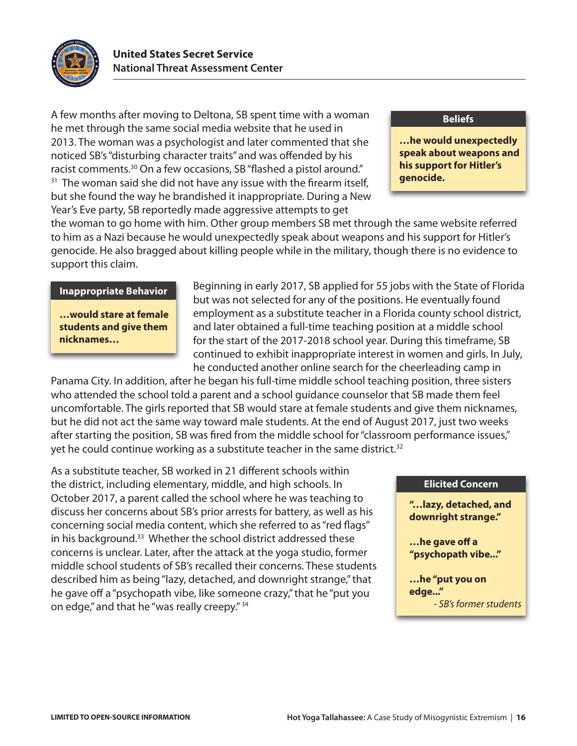A few months after moving to Deltona, SB spent time with a woman he met through the same social media website that he used in 2013. The woman was a psychologist and later commented that she noticed SB's "disturbing character traits" and was offended by his racist comments.[30] On a few occasions, SB "flashed a pistol around."[31] The woman said she did not have any issue with the firearm itself, but she found the way he brandished it inappropriate. During a New Year's Eve party, SB reportedly made aggressive attempts to get the woman to go home with him. Other group members SB met through the same website referred to him as a Nazi because he would unexpectedly speak about weapons and his support for Hitler's genocide. He also bragged about killing people while in the military, though there is no evidence to support this claim.

> **Beliefs**
>
> **…he would unexpectedly speak about weapons and his support for Hitler's genocide.**

Beginning in early 2017, SB applied for 55 jobs with the State of Florida but was not selected for any of the positions. He eventually found employment as a substitute teacher in a Florida county school district, and later obtained a full-time teaching position at a middle school for the start of the 2017-2018 school year. During this timeframe, SB continued to exhibit inappropriate interest in women and girls. In July, he conducted another online search for the cheerleading camp in Panama City. In addition, after he began his full-time middle school teaching position, three sisters who attended the school told a parent and a school guidance counselor that SB made them feel uncomfortable. The girls reported that SB would stare at female students and give them nicknames, but he did not act the same way toward male students. At the end of August 2017, just two weeks after starting the position, SB was fired from the middle school for "classroom performance issues," yet he could continue working as a substitute teacher in the same district.[32]

> **Inappropriate Behavior**
>
> **…would stare at female students and give them nicknames…**

As a substitute teacher, SB worked in 21 different schools within the district, including elementary, middle, and high schools. In October 2017, a parent called the school where he was teaching to discuss her concerns about SB's prior arrests for battery, as well as his concerning social media content, which she referred to as "red flags" in his background.[33] Whether the school district addressed these concerns is unclear. Later, after the attack at the yoga studio, former middle school students of SB's recalled their concerns. These students described him as being "lazy, detached, and downright strange," that he gave off a "psychopath vibe, like someone crazy," that he "put you on edge," and that he "was really creepy." [34]

> **Elicited Concern**
>
> **"…lazy, detached, and downright strange."**
>
> **…he gave off a "psychopath vibe…"**
>
> **…he "put you on edge…"**
>
> *- SB's former students*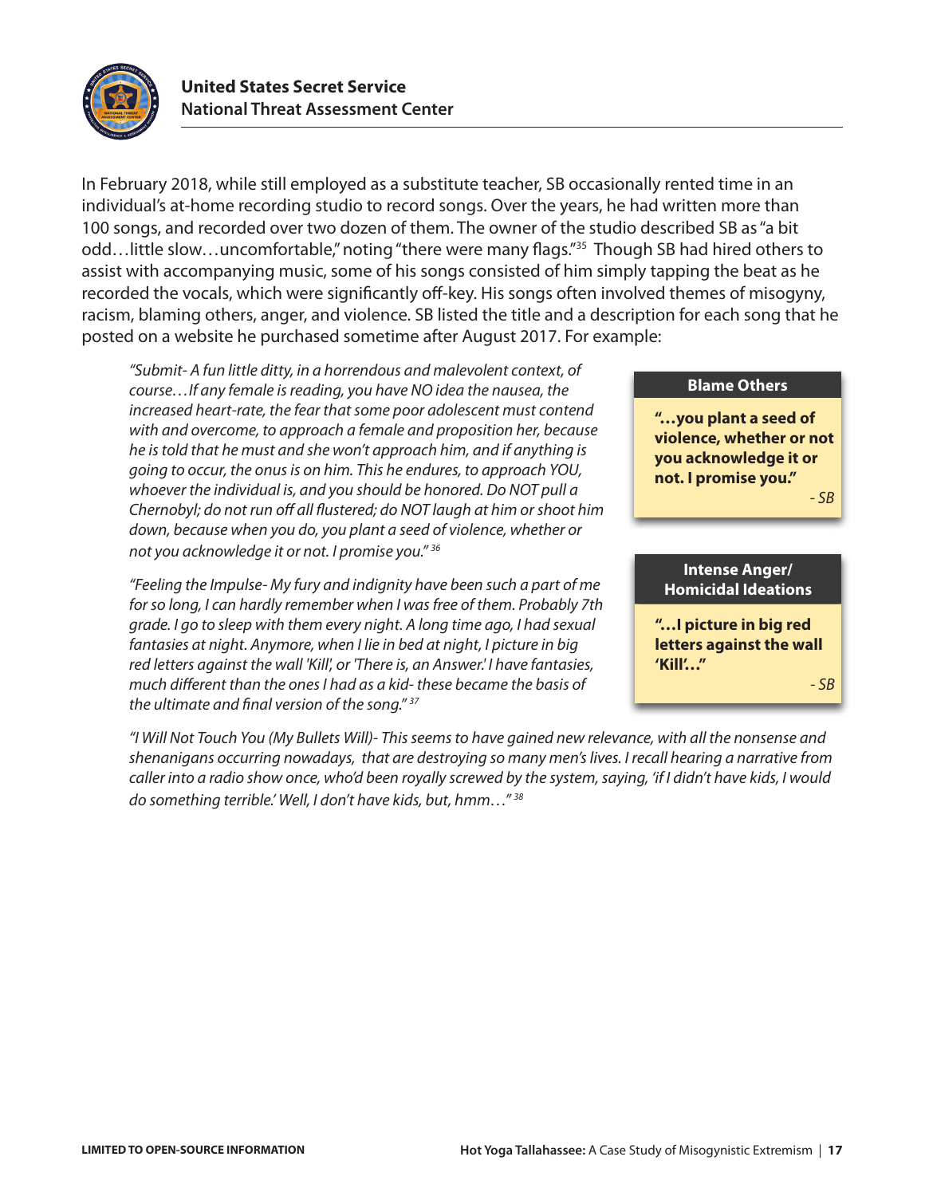In February 2018, while still employed as a substitute teacher, SB occasionally rented time in an individual's at-home recording studio to record songs. Over the years, he had written more than 100 songs, and recorded over two dozen of them. The owner of the studio described SB as "a bit odd…little slow…uncomfortable," noting "there were many flags."[35] Though SB had hired others to assist with accompanying music, some of his songs consisted of him simply tapping the beat as he recorded the vocals, which were significantly off-key. His songs often involved themes of misogyny, racism, blaming others, anger, and violence. SB listed the title and a description for each song that he posted on a website he purchased sometime after August 2017. For example:

> *"Submit- A fun little ditty, in a horrendous and malevolent context, of course…If any female is reading, you have NO idea the nausea, the increased heart-rate, the fear that some poor adolescent must contend with and overcome, to approach a female and proposition her, because he is told that he must and she won't approach him, and if anything is going to occur, the onus is on him. This he endures, to approach YOU, whoever the individual is, and you should be honored. Do NOT pull a Chernobyl; do not run off all flustered; do NOT laugh at him or shoot him down, because when you do, you plant a seed of violence, whether or not you acknowledge it or not. I promise you."*[36]

> *"Feeling the Impulse- My fury and indignity have been such a part of me for so long, I can hardly remember when I was free of them. Probably 7th grade. I go to sleep with them every night. A long time ago, I had sexual fantasies at night. Anymore, when I lie in bed at night, I picture in big red letters against the wall 'Kill', or 'There is, an Answer.' I have fantasies, much different than the ones I had as a kid- these became the basis of the ultimate and final version of the song."*[37]

> *"I Will Not Touch You (My Bullets Will)- This seems to have gained new relevance, with all the nonsense and shenanigans occurring nowadays, that are destroying so many men's lives. I recall hearing a narrative from caller into a radio show once, who'd been royally screwed by the system, saying, 'if I didn't have kids, I would do something terrible.' Well, I don't have kids, but, hmm…"*[38]

**Blame Others**

**"…you plant a seed of violence, whether or not you acknowledge it or not. I promise you."**

*- SB*

**Intense Anger/ Homicidal Ideations**

**"…I picture in big red letters against the wall 'Kill'…"**

*- SB*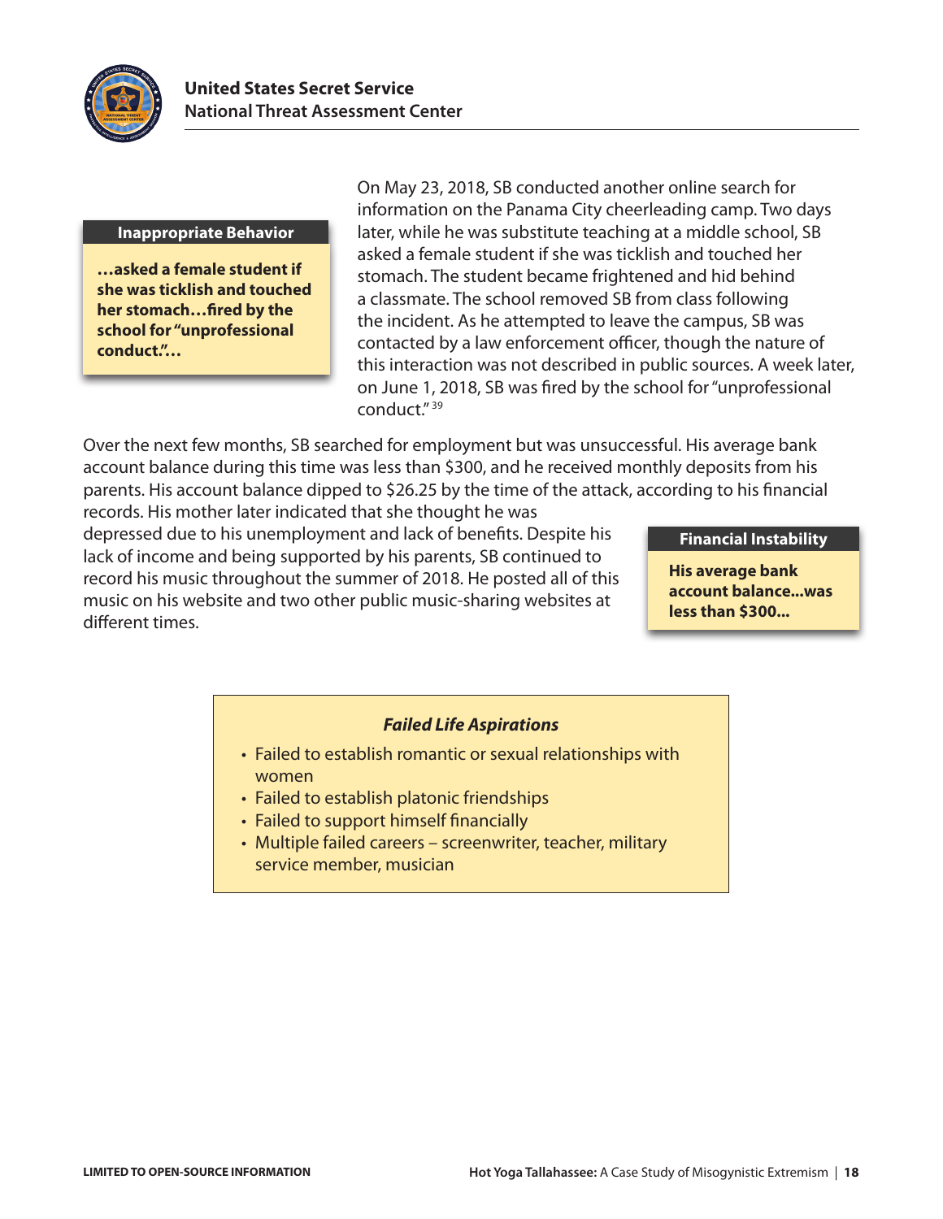**Inappropriate Behavior**

**…asked a female student if she was ticklish and touched her stomach…fired by the school for "unprofessional conduct."…**

On May 23, 2018, SB conducted another online search for information on the Panama City cheerleading camp. Two days later, while he was substitute teaching at a middle school, SB asked a female student if she was ticklish and touched her stomach. The student became frightened and hid behind a classmate. The school removed SB from class following the incident. As he attempted to leave the campus, SB was contacted by a law enforcement officer, though the nature of this interaction was not described in public sources. A week later, on June 1, 2018, SB was fired by the school for "unprofessional conduct."[39]

Over the next few months, SB searched for employment but was unsuccessful. His average bank account balance during this time was less than $300, and he received monthly deposits from his parents. His account balance dipped to $26.25 by the time of the attack, according to his financial records. His mother later indicated that she thought he was depressed due to his unemployment and lack of benefits. Despite his lack of income and being supported by his parents, SB continued to record his music throughout the summer of 2018. He posted all of this music on his website and two other public music-sharing websites at different times.

**Financial Instability**

**His average bank account balance...was less than $300...**

***Failed Life Aspirations***

- Failed to establish romantic or sexual relationships with women
- Failed to establish platonic friendships
- Failed to support himself financially
- Multiple failed careers – screenwriter, teacher, military service member, musician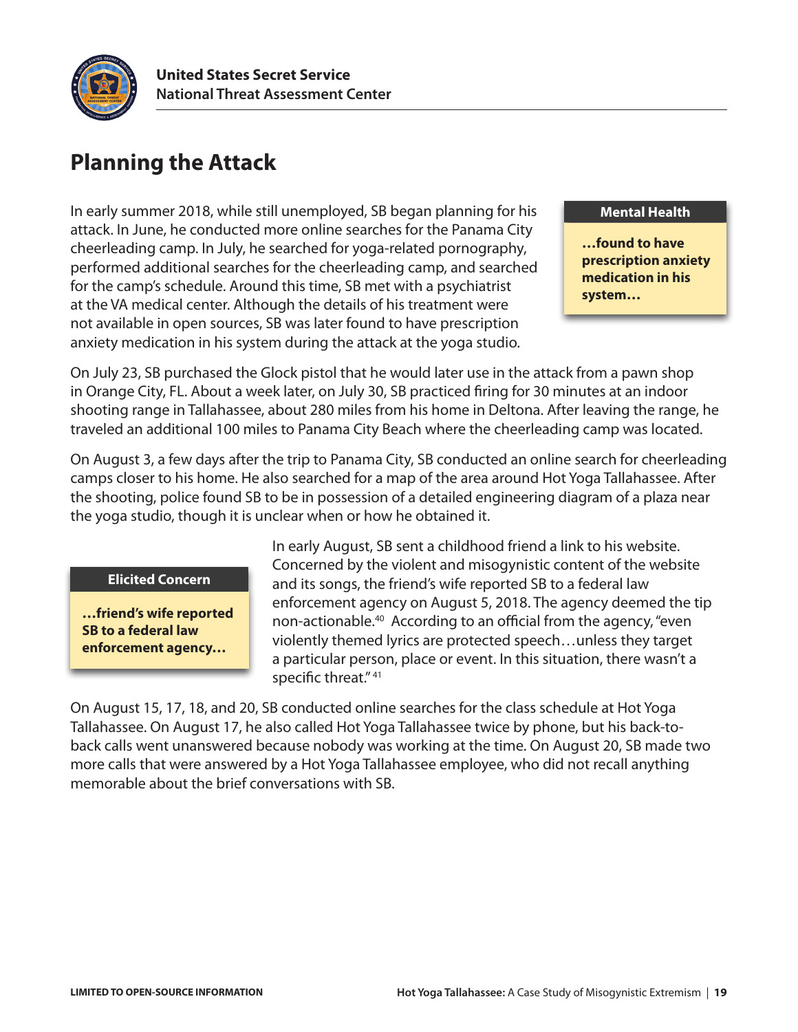## Planning the Attack

In early summer 2018, while still unemployed, SB began planning for his attack. In June, he conducted more online searches for the Panama City cheerleading camp. In July, he searched for yoga-related pornography, performed additional searches for the cheerleading camp, and searched for the camp's schedule. Around this time, SB met with a psychiatrist at the VA medical center. Although the details of his treatment were not available in open sources, SB was later found to have prescription anxiety medication in his system during the attack at the yoga studio.

> **Mental Health**
>
> **…found to have prescription anxiety medication in his system…**

On July 23, SB purchased the Glock pistol that he would later use in the attack from a pawn shop in Orange City, FL. About a week later, on July 30, SB practiced firing for 30 minutes at an indoor shooting range in Tallahassee, about 280 miles from his home in Deltona. After leaving the range, he traveled an additional 100 miles to Panama City Beach where the cheerleading camp was located.

On August 3, a few days after the trip to Panama City, SB conducted an online search for cheerleading camps closer to his home. He also searched for a map of the area around Hot Yoga Tallahassee. After the shooting, police found SB to be in possession of a detailed engineering diagram of a plaza near the yoga studio, though it is unclear when or how he obtained it.

> **Elicited Concern**
>
> **…friend's wife reported SB to a federal law enforcement agency…**

In early August, SB sent a childhood friend a link to his website. Concerned by the violent and misogynistic content of the website and its songs, the friend's wife reported SB to a federal law enforcement agency on August 5, 2018. The agency deemed the tip non-actionable.[40] According to an official from the agency, "even violently themed lyrics are protected speech…unless they target a particular person, place or event. In this situation, there wasn't a specific threat."[41]

On August 15, 17, 18, and 20, SB conducted online searches for the class schedule at Hot Yoga Tallahassee. On August 17, he also called Hot Yoga Tallahassee twice by phone, but his back-to-back calls went unanswered because nobody was working at the time. On August 20, SB made two more calls that were answered by a Hot Yoga Tallahassee employee, who did not recall anything memorable about the brief conversations with SB.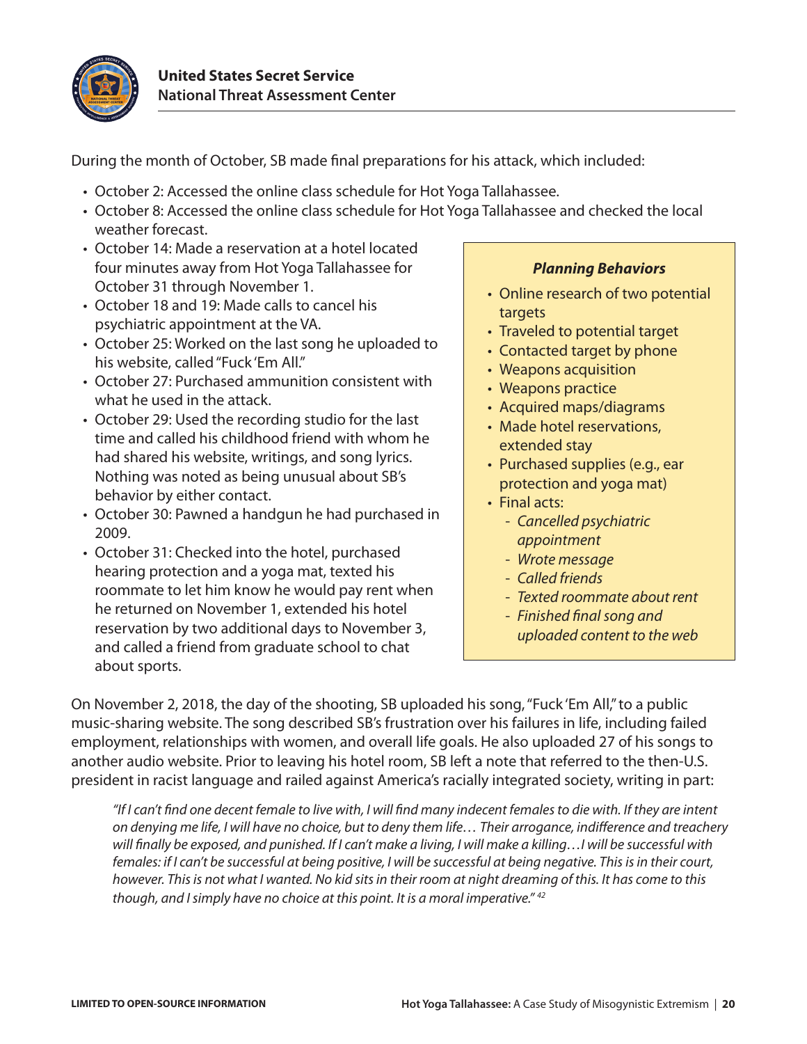During the month of October, SB made final preparations for his attack, which included:

- October 2: Accessed the online class schedule for Hot Yoga Tallahassee.
- October 8: Accessed the online class schedule for Hot Yoga Tallahassee and checked the local weather forecast.
- October 14: Made a reservation at a hotel located four minutes away from Hot Yoga Tallahassee for October 31 through November 1.
- October 18 and 19: Made calls to cancel his psychiatric appointment at the VA.
- October 25: Worked on the last song he uploaded to his website, called "Fuck 'Em All."
- October 27: Purchased ammunition consistent with what he used in the attack.
- October 29: Used the recording studio for the last time and called his childhood friend with whom he had shared his website, writings, and song lyrics. Nothing was noted as being unusual about SB's behavior by either contact.
- October 30: Pawned a handgun he had purchased in 2009.
- October 31: Checked into the hotel, purchased hearing protection and a yoga mat, texted his roommate to let him know he would pay rent when he returned on November 1, extended his hotel reservation by two additional days to November 3, and called a friend from graduate school to chat about sports.

> ***Planning Behaviors***
>
> - Online research of two potential targets
> - Traveled to potential target
> - Contacted target by phone
> - Weapons acquisition
> - Weapons practice
> - Acquired maps/diagrams
> - Made hotel reservations, extended stay
> - Purchased supplies (e.g., ear protection and yoga mat)
> - Final acts:
>   - *Cancelled psychiatric appointment*
>   - *Wrote message*
>   - *Called friends*
>   - *Texted roommate about rent*
>   - *Finished final song and uploaded content to the web*

On November 2, 2018, the day of the shooting, SB uploaded his song, "Fuck 'Em All," to a public music-sharing website. The song described SB's frustration over his failures in life, including failed employment, relationships with women, and overall life goals. He also uploaded 27 of his songs to another audio website. Prior to leaving his hotel room, SB left a note that referred to the then-U.S. president in racist language and railed against America's racially integrated society, writing in part:

> *"If I can't find one decent female to live with, I will find many indecent females to die with. If they are intent on denying me life, I will have no choice, but to deny them life… Their arrogance, indifference and treachery will finally be exposed, and punished. If I can't make a living, I will make a killing…I will be successful with females: if I can't be successful at being positive, I will be successful at being negative. This is in their court, however. This is not what I wanted. No kid sits in their room at night dreaming of this. It has come to this though, and I simply have no choice at this point. It is a moral imperative."* [42]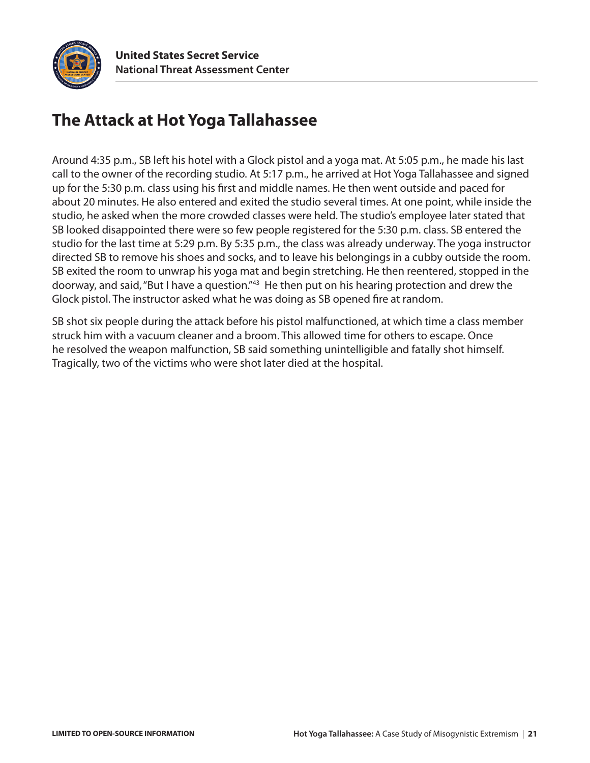# The Attack at Hot Yoga Tallahassee

Around 4:35 p.m., SB left his hotel with a Glock pistol and a yoga mat. At 5:05 p.m., he made his last call to the owner of the recording studio. At 5:17 p.m., he arrived at Hot Yoga Tallahassee and signed up for the 5:30 p.m. class using his first and middle names. He then went outside and paced for about 20 minutes. He also entered and exited the studio several times. At one point, while inside the studio, he asked when the more crowded classes were held. The studio's employee later stated that SB looked disappointed there were so few people registered for the 5:30 p.m. class. SB entered the studio for the last time at 5:29 p.m. By 5:35 p.m., the class was already underway. The yoga instructor directed SB to remove his shoes and socks, and to leave his belongings in a cubby outside the room. SB exited the room to unwrap his yoga mat and begin stretching. He then reentered, stopped in the doorway, and said, "But I have a question."[43] He then put on his hearing protection and drew the Glock pistol. The instructor asked what he was doing as SB opened fire at random.

SB shot six people during the attack before his pistol malfunctioned, at which time a class member struck him with a vacuum cleaner and a broom. This allowed time for others to escape. Once he resolved the weapon malfunction, SB said something unintelligible and fatally shot himself. Tragically, two of the victims who were shot later died at the hospital.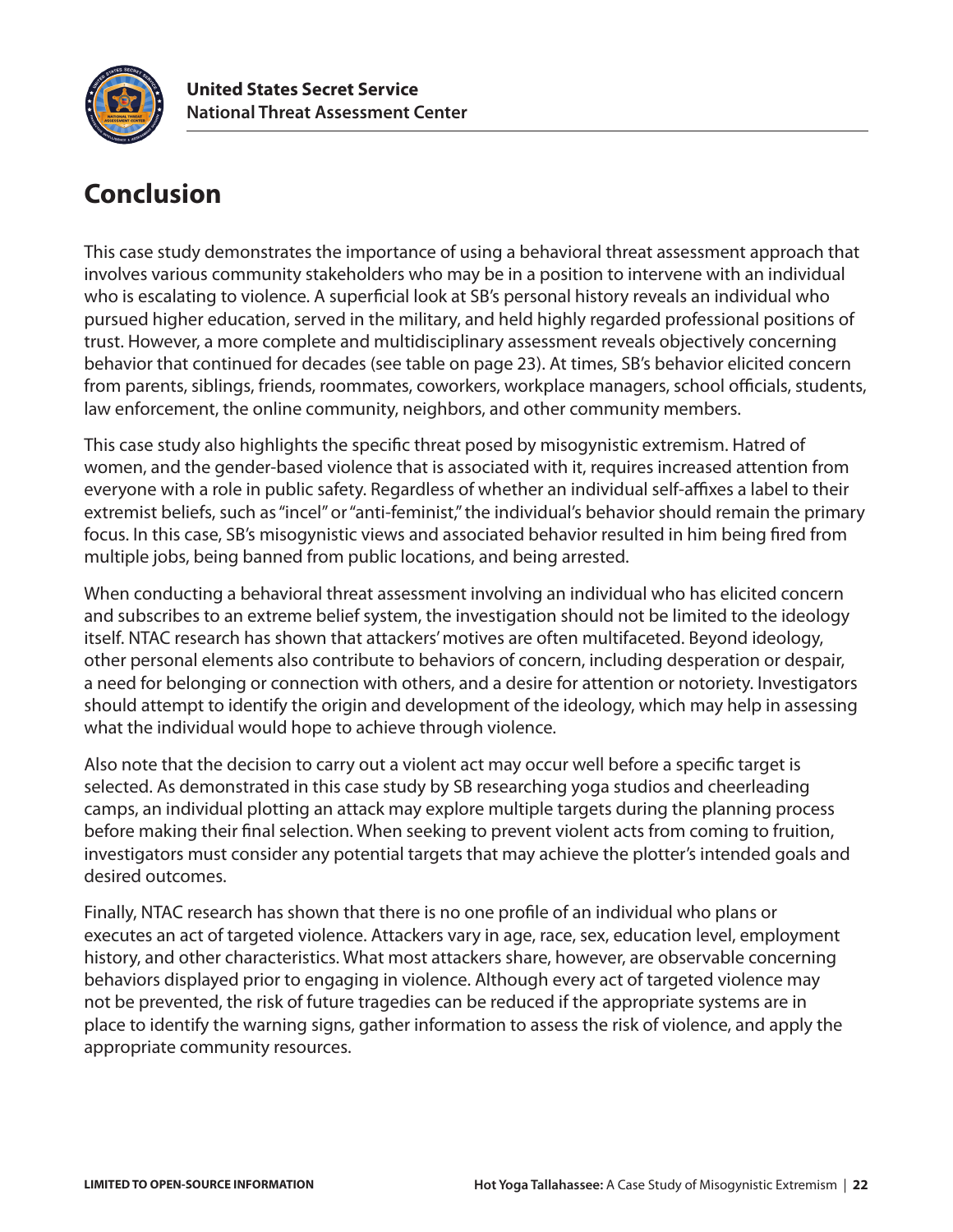# Conclusion

This case study demonstrates the importance of using a behavioral threat assessment approach that involves various community stakeholders who may be in a position to intervene with an individual who is escalating to violence. A superficial look at SB's personal history reveals an individual who pursued higher education, served in the military, and held highly regarded professional positions of trust. However, a more complete and multidisciplinary assessment reveals objectively concerning behavior that continued for decades (see table on page 23). At times, SB's behavior elicited concern from parents, siblings, friends, roommates, coworkers, workplace managers, school officials, students, law enforcement, the online community, neighbors, and other community members.

This case study also highlights the specific threat posed by misogynistic extremism. Hatred of women, and the gender-based violence that is associated with it, requires increased attention from everyone with a role in public safety. Regardless of whether an individual self-affixes a label to their extremist beliefs, such as "incel" or "anti-feminist," the individual's behavior should remain the primary focus. In this case, SB's misogynistic views and associated behavior resulted in him being fired from multiple jobs, being banned from public locations, and being arrested.

When conducting a behavioral threat assessment involving an individual who has elicited concern and subscribes to an extreme belief system, the investigation should not be limited to the ideology itself. NTAC research has shown that attackers' motives are often multifaceted. Beyond ideology, other personal elements also contribute to behaviors of concern, including desperation or despair, a need for belonging or connection with others, and a desire for attention or notoriety. Investigators should attempt to identify the origin and development of the ideology, which may help in assessing what the individual would hope to achieve through violence.

Also note that the decision to carry out a violent act may occur well before a specific target is selected. As demonstrated in this case study by SB researching yoga studios and cheerleading camps, an individual plotting an attack may explore multiple targets during the planning process before making their final selection. When seeking to prevent violent acts from coming to fruition, investigators must consider any potential targets that may achieve the plotter's intended goals and desired outcomes.

Finally, NTAC research has shown that there is no one profile of an individual who plans or executes an act of targeted violence. Attackers vary in age, race, sex, education level, employment history, and other characteristics. What most attackers share, however, are observable concerning behaviors displayed prior to engaging in violence. Although every act of targeted violence may not be prevented, the risk of future tragedies can be reduced if the appropriate systems are in place to identify the warning signs, gather information to assess the risk of violence, and apply the appropriate community resources.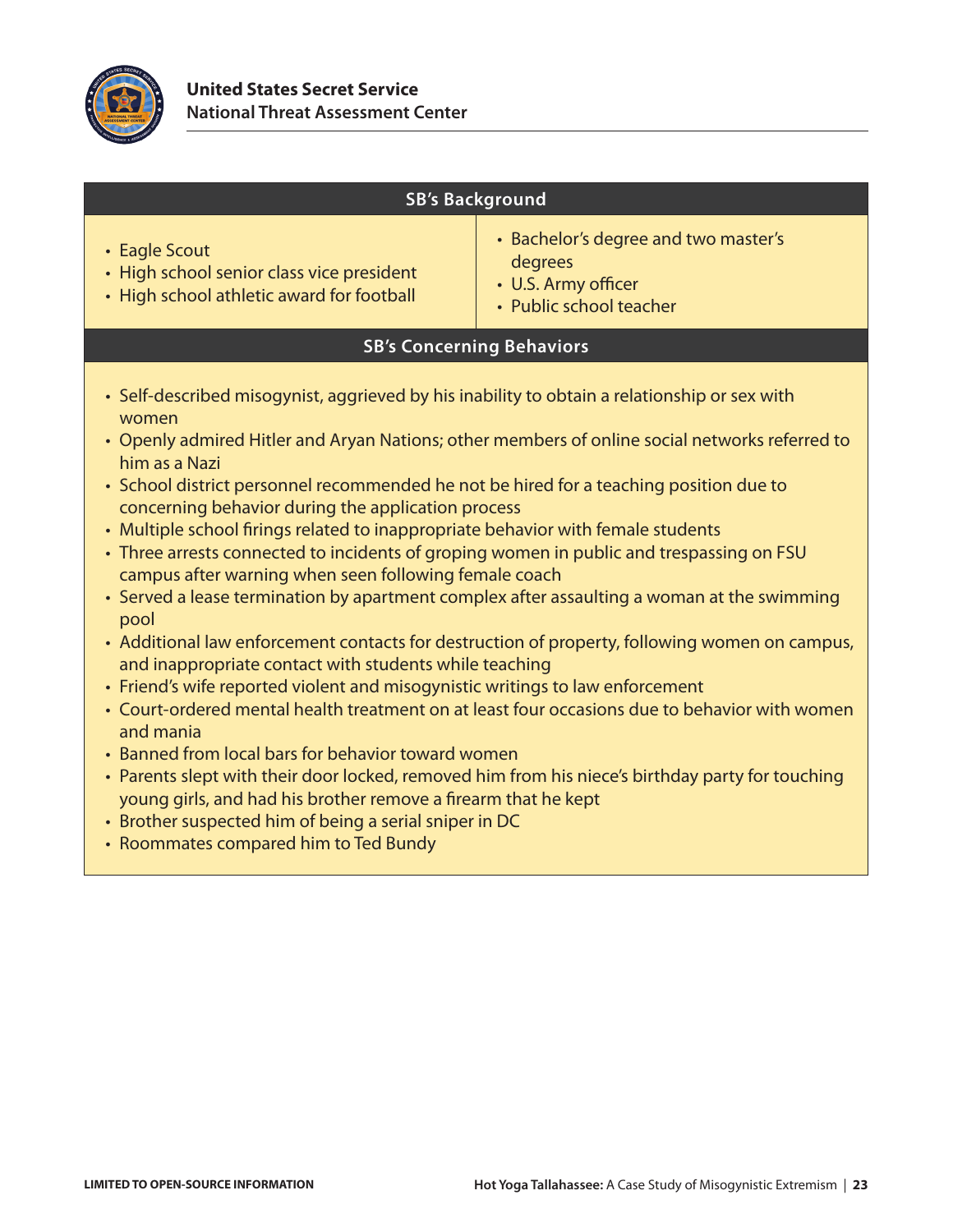### SB's Background

| | |
|---|---|
| • Eagle Scout<br>• High school senior class vice president<br>• High school athletic award for football | • Bachelor's degree and two master's degrees<br>• U.S. Army officer<br>• Public school teacher |

### SB's Concerning Behaviors

- Self-described misogynist, aggrieved by his inability to obtain a relationship or sex with women
- Openly admired Hitler and Aryan Nations; other members of online social networks referred to him as a Nazi
- School district personnel recommended he not be hired for a teaching position due to concerning behavior during the application process
- Multiple school firings related to inappropriate behavior with female students
- Three arrests connected to incidents of groping women in public and trespassing on FSU campus after warning when seen following female coach
- Served a lease termination by apartment complex after assaulting a woman at the swimming pool
- Additional law enforcement contacts for destruction of property, following women on campus, and inappropriate contact with students while teaching
- Friend's wife reported violent and misogynistic writings to law enforcement
- Court-ordered mental health treatment on at least four occasions due to behavior with women and mania
- Banned from local bars for behavior toward women
- Parents slept with their door locked, removed him from his niece's birthday party for touching young girls, and had his brother remove a firearm that he kept
- Brother suspected him of being a serial sniper in DC
- Roommates compared him to Ted Bundy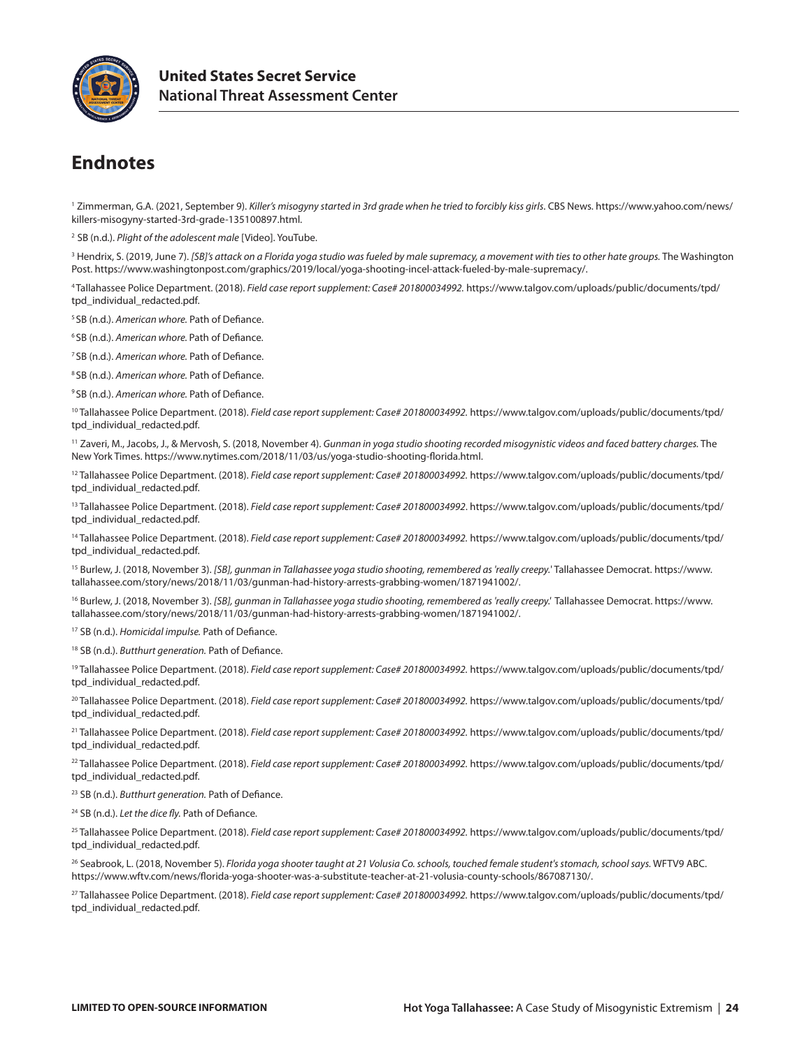# Endnotes

[1] Zimmerman, G.A. (2021, September 9). *Killer's misogyny started in 3rd grade when he tried to forcibly kiss girls*. CBS News. https://www.yahoo.com/news/killers-misogyny-started-3rd-grade-135100897.html.

[2] SB (n.d.). *Plight of the adolescent male* [Video]. YouTube.

[3] Hendrix, S. (2019, June 7). *[SB]'s attack on a Florida yoga studio was fueled by male supremacy, a movement with ties to other hate groups.* The Washington Post. https://www.washingtonpost.com/graphics/2019/local/yoga-shooting-incel-attack-fueled-by-male-supremacy/.

[4] Tallahassee Police Department. (2018). *Field case report supplement: Case# 201800034992.* https://www.talgov.com/uploads/public/documents/tpd/tpd_individual_redacted.pdf.

[5] SB (n.d.). *American whore.* Path of Defiance.

[6] SB (n.d.). *American whore.* Path of Defiance.

[7] SB (n.d.). *American whore.* Path of Defiance.

[8] SB (n.d.). *American whore.* Path of Defiance.

[9] SB (n.d.). *American whore.* Path of Defiance.

[10] Tallahassee Police Department. (2018). *Field case report supplement: Case# 201800034992.* https://www.talgov.com/uploads/public/documents/tpd/tpd_individual_redacted.pdf.

[11] Zaveri, M., Jacobs, J., & Mervosh, S. (2018, November 4). *Gunman in yoga studio shooting recorded misogynistic videos and faced battery charges.* The New York Times. https://www.nytimes.com/2018/11/03/us/yoga-studio-shooting-florida.html.

[12] Tallahassee Police Department. (2018). *Field case report supplement: Case# 201800034992.* https://www.talgov.com/uploads/public/documents/tpd/tpd_individual_redacted.pdf.

[13] Tallahassee Police Department. (2018). *Field case report supplement: Case# 201800034992*. https://www.talgov.com/uploads/public/documents/tpd/tpd_individual_redacted.pdf.

[14] Tallahassee Police Department. (2018). *Field case report supplement: Case# 201800034992.* https://www.talgov.com/uploads/public/documents/tpd/tpd_individual_redacted.pdf.

[15] Burlew, J. (2018, November 3). *[SB], gunman in Tallahassee yoga studio shooting, remembered as 'really creepy.'* Tallahassee Democrat. https://www.tallahassee.com/story/news/2018/11/03/gunman-had-history-arrests-grabbing-women/1871941002/.

[16] Burlew, J. (2018, November 3). *[SB], gunman in Tallahassee yoga studio shooting, remembered as 'really creepy.'* Tallahassee Democrat. https://www.tallahassee.com/story/news/2018/11/03/gunman-had-history-arrests-grabbing-women/1871941002/.

[17] SB (n.d.). *Homicidal impulse.* Path of Defiance.

[18] SB (n.d.). *Butthurt generation.* Path of Defiance.

[19] Tallahassee Police Department. (2018). *Field case report supplement: Case# 201800034992.* https://www.talgov.com/uploads/public/documents/tpd/tpd_individual_redacted.pdf.

[20] Tallahassee Police Department. (2018). *Field case report supplement: Case# 201800034992.* https://www.talgov.com/uploads/public/documents/tpd/tpd_individual_redacted.pdf.

[21] Tallahassee Police Department. (2018). *Field case report supplement: Case# 201800034992.* https://www.talgov.com/uploads/public/documents/tpd/tpd_individual_redacted.pdf.

[22] Tallahassee Police Department. (2018). *Field case report supplement: Case# 201800034992.* https://www.talgov.com/uploads/public/documents/tpd/tpd_individual_redacted.pdf.

[23] SB (n.d.). *Butthurt generation.* Path of Defiance.

[24] SB (n.d.). *Let the dice fly.* Path of Defiance.

[25] Tallahassee Police Department. (2018). *Field case report supplement: Case# 201800034992.* https://www.talgov.com/uploads/public/documents/tpd/tpd_individual_redacted.pdf.

[26] Seabrook, L. (2018, November 5). *Florida yoga shooter taught at 21 Volusia Co. schools, touched female student's stomach, school says.* WFTV9 ABC. https://www.wftv.com/news/florida-yoga-shooter-was-a-substitute-teacher-at-21-volusia-county-schools/867087130/.

[27] Tallahassee Police Department. (2018). *Field case report supplement: Case# 201800034992.* https://www.talgov.com/uploads/public/documents/tpd/tpd_individual_redacted.pdf.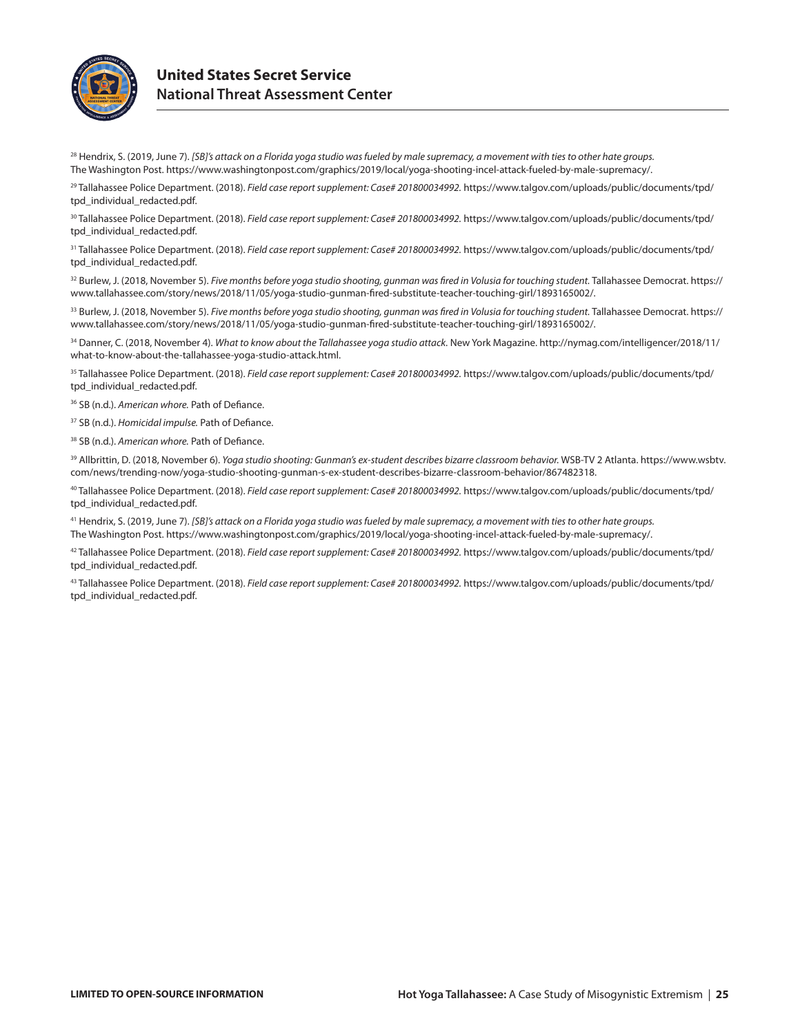[28] Hendrix, S. (2019, June 7). *[SB]'s attack on a Florida yoga studio was fueled by male supremacy, a movement with ties to other hate groups.* The Washington Post. https://www.washingtonpost.com/graphics/2019/local/yoga-shooting-incel-attack-fueled-by-male-supremacy/.

[29] Tallahassee Police Department. (2018). *Field case report supplement: Case# 201800034992.* https://www.talgov.com/uploads/public/documents/tpd/tpd_individual_redacted.pdf.

[30] Tallahassee Police Department. (2018). *Field case report supplement: Case# 201800034992.* https://www.talgov.com/uploads/public/documents/tpd/tpd_individual_redacted.pdf.

[31] Tallahassee Police Department. (2018). *Field case report supplement: Case# 201800034992.* https://www.talgov.com/uploads/public/documents/tpd/tpd_individual_redacted.pdf.

[32] Burlew, J. (2018, November 5). *Five months before yoga studio shooting, gunman was fired in Volusia for touching student.* Tallahassee Democrat. https://www.tallahassee.com/story/news/2018/11/05/yoga-studio-gunman-fired-substitute-teacher-touching-girl/1893165002/.

[33] Burlew, J. (2018, November 5). *Five months before yoga studio shooting, gunman was fired in Volusia for touching student.* Tallahassee Democrat. https://www.tallahassee.com/story/news/2018/11/05/yoga-studio-gunman-fired-substitute-teacher-touching-girl/1893165002/.

[34] Danner, C. (2018, November 4). *What to know about the Tallahassee yoga studio attack.* New York Magazine. http://nymag.com/intelligencer/2018/11/what-to-know-about-the-tallahassee-yoga-studio-attack.html.

[35] Tallahassee Police Department. (2018). *Field case report supplement: Case# 201800034992.* https://www.talgov.com/uploads/public/documents/tpd/tpd_individual_redacted.pdf.

[36] SB (n.d.). *American whore.* Path of Defiance.

[37] SB (n.d.). *Homicidal impulse.* Path of Defiance.

[38] SB (n.d.). *American whore.* Path of Defiance.

[39] Allbrittin, D. (2018, November 6). *Yoga studio shooting: Gunman's ex-student describes bizarre classroom behavior.* WSB-TV 2 Atlanta. https://www.wsbtv.com/news/trending-now/yoga-studio-shooting-gunman-s-ex-student-describes-bizarre-classroom-behavior/867482318.

[40] Tallahassee Police Department. (2018). *Field case report supplement: Case# 201800034992.* https://www.talgov.com/uploads/public/documents/tpd/tpd_individual_redacted.pdf.

[41] Hendrix, S. (2019, June 7). *[SB]'s attack on a Florida yoga studio was fueled by male supremacy, a movement with ties to other hate groups.* The Washington Post. https://www.washingtonpost.com/graphics/2019/local/yoga-shooting-incel-attack-fueled-by-male-supremacy/.

[42] Tallahassee Police Department. (2018). *Field case report supplement: Case# 201800034992.* https://www.talgov.com/uploads/public/documents/tpd/tpd_individual_redacted.pdf.

[43] Tallahassee Police Department. (2018). *Field case report supplement: Case# 201800034992.* https://www.talgov.com/uploads/public/documents/tpd/tpd_individual_redacted.pdf.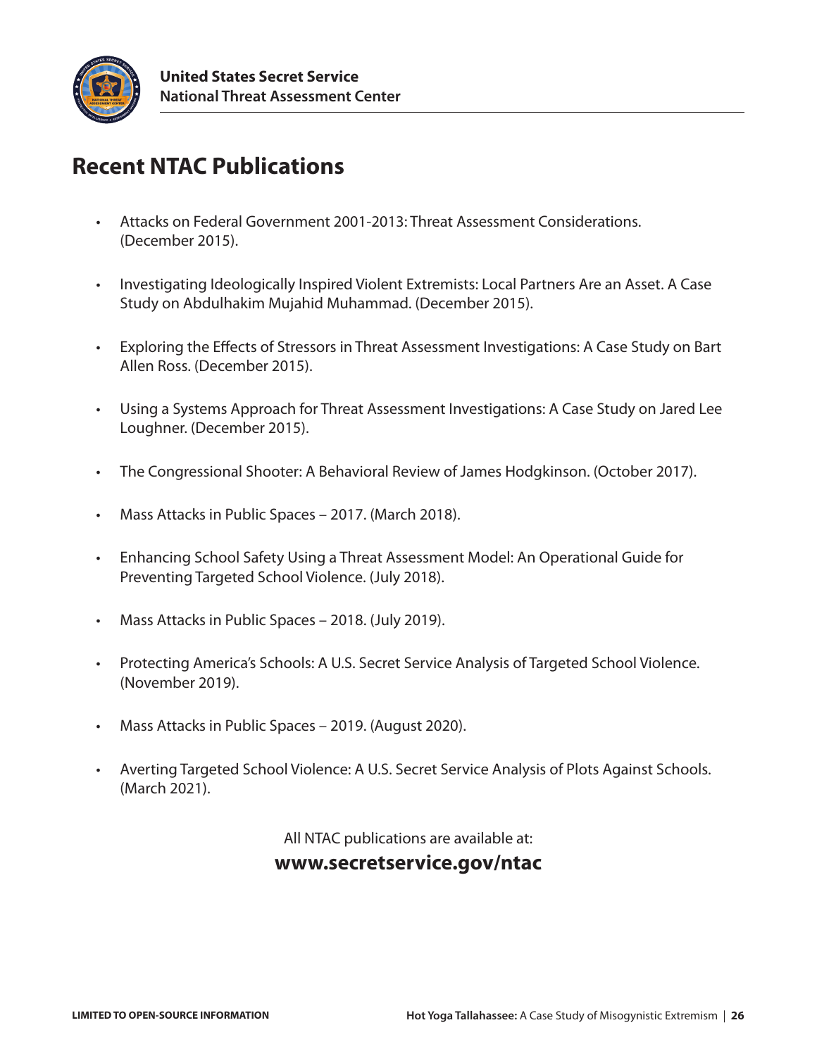## Recent NTAC Publications

- Attacks on Federal Government 2001-2013: Threat Assessment Considerations. (December 2015).
- Investigating Ideologically Inspired Violent Extremists: Local Partners Are an Asset. A Case Study on Abdulhakim Mujahid Muhammad. (December 2015).
- Exploring the Effects of Stressors in Threat Assessment Investigations: A Case Study on Bart Allen Ross. (December 2015).
- Using a Systems Approach for Threat Assessment Investigations: A Case Study on Jared Lee Loughner. (December 2015).
- The Congressional Shooter: A Behavioral Review of James Hodgkinson. (October 2017).
- Mass Attacks in Public Spaces – 2017. (March 2018).
- Enhancing School Safety Using a Threat Assessment Model: An Operational Guide for Preventing Targeted School Violence. (July 2018).
- Mass Attacks in Public Spaces – 2018. (July 2019).
- Protecting America's Schools: A U.S. Secret Service Analysis of Targeted School Violence. (November 2019).
- Mass Attacks in Public Spaces – 2019. (August 2020).
- Averting Targeted School Violence: A U.S. Secret Service Analysis of Plots Against Schools. (March 2021).

All NTAC publications are available at:

**www.secretservice.gov/ntac**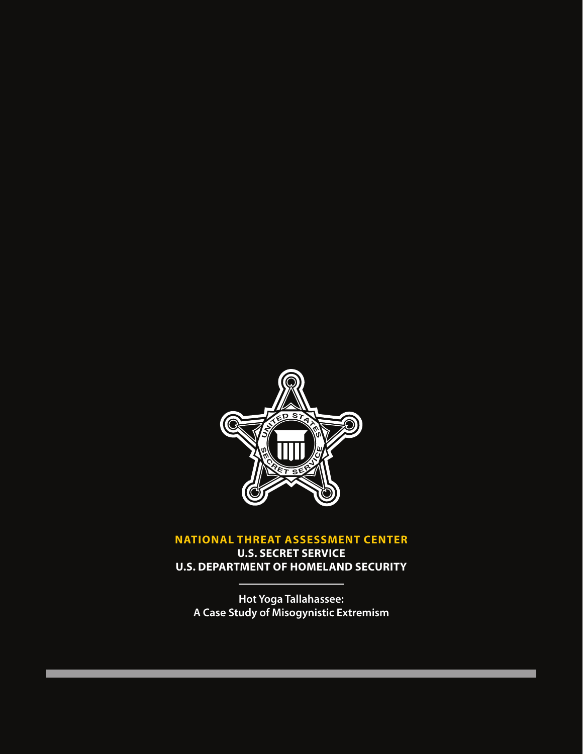**NATIONAL THREAT ASSESSMENT CENTER**
**U.S. SECRET SERVICE**
**U.S. DEPARTMENT OF HOMELAND SECURITY**

---

**Hot Yoga Tallahassee:**
**A Case Study of Misogynistic Extremism**